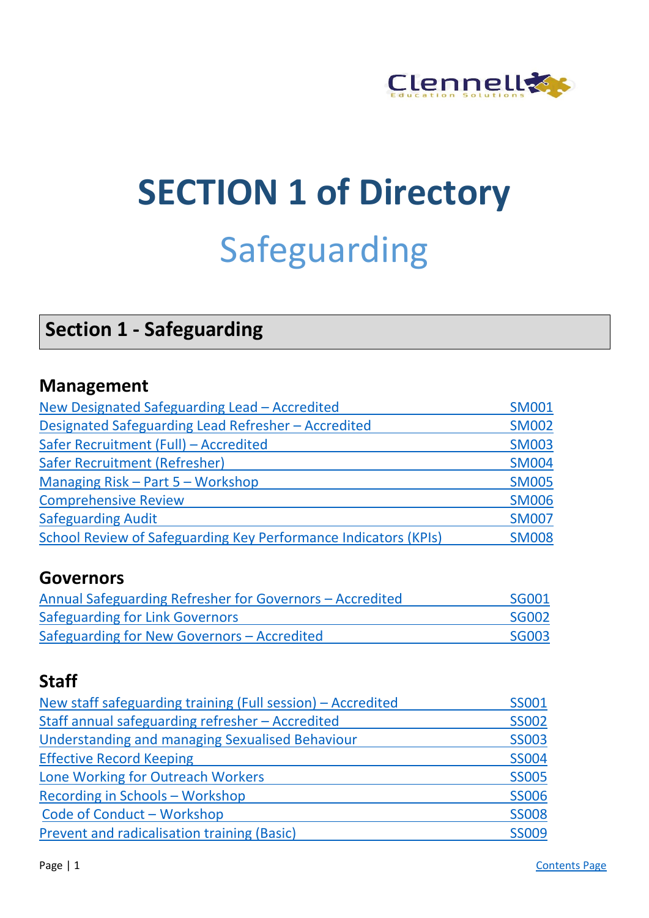# SECTION 1 of Directory

## Safeguarding

## Section 1 - Safeguarding

### Management

| | |
|---|---|
| New Designated Safeguarding Lead – Accredited | SM001 |
| Designated Safeguarding Lead Refresher – Accredited | SM002 |
| Safer Recruitment (Full) – Accredited | SM003 |
| Safer Recruitment (Refresher) | SM004 |
| Managing Risk – Part 5 – Workshop | SM005 |
| Comprehensive Review | SM006 |
| Safeguarding Audit | SM007 |
| School Review of Safeguarding Key Performance Indicators (KPIs) | SM008 |

### Governors

| | |
|---|---|
| Annual Safeguarding Refresher for Governors – Accredited | SG001 |
| Safeguarding for Link Governors | SG002 |
| Safeguarding for New Governors – Accredited | SG003 |

### Staff

| | |
|---|---|
| New staff safeguarding training (Full session) – Accredited | SS001 |
| Staff annual safeguarding refresher – Accredited | SS002 |
| Understanding and managing Sexualised Behaviour | SS003 |
| Effective Record Keeping | SS004 |
| Lone Working for Outreach Workers | SS005 |
| Recording in Schools – Workshop | SS006 |
| Code of Conduct – Workshop | SS008 |
| Prevent and radicalisation training (Basic) | SS009 |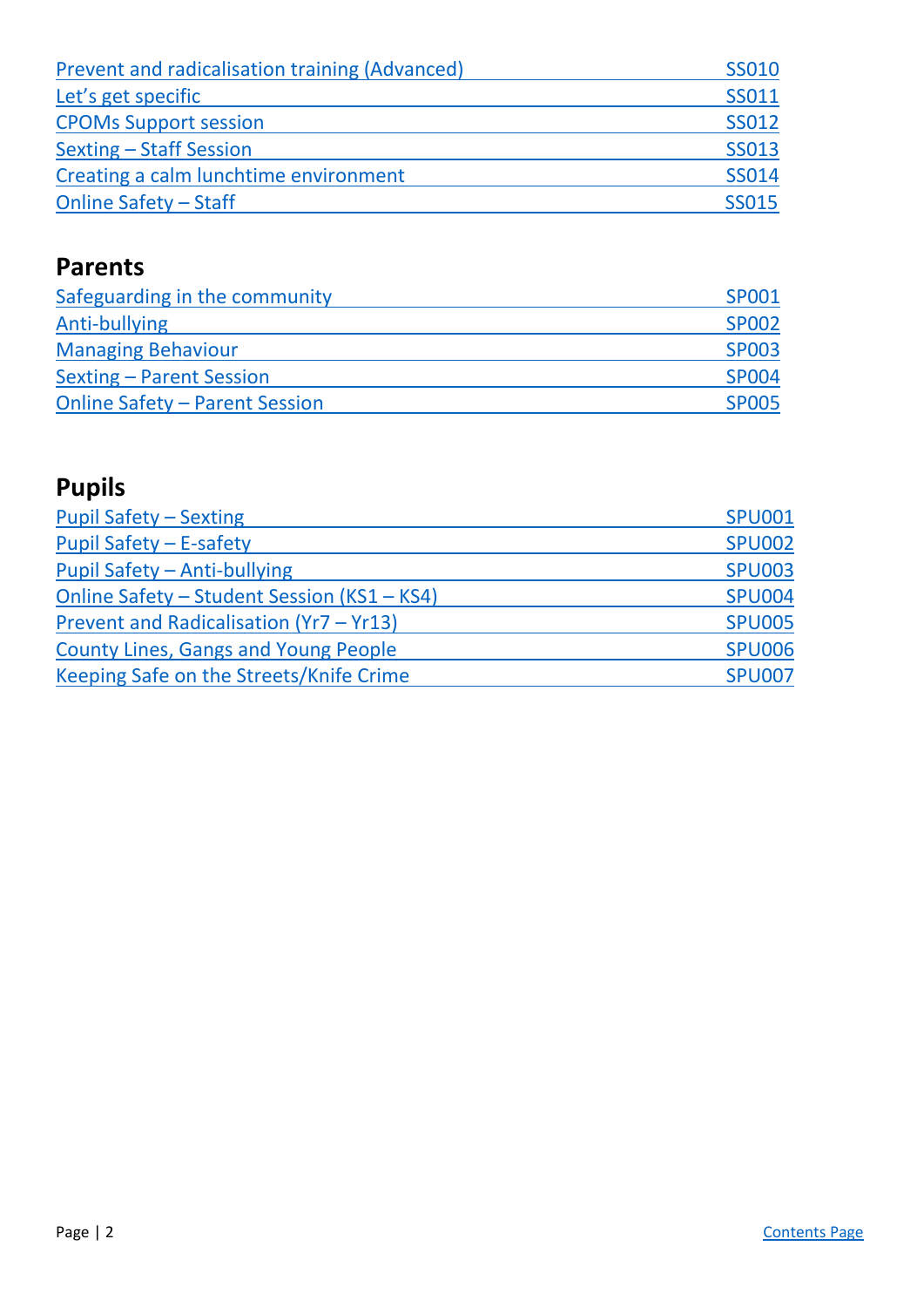| | |
|---|---|
| Prevent and radicalisation training (Advanced) | SS010 |
| Let's get specific | SS011 |
| CPOMs Support session | SS012 |
| Sexting – Staff Session | SS013 |
| Creating a calm lunchtime environment | SS014 |
| Online Safety – Staff | SS015 |

## Parents

| | |
|---|---|
| Safeguarding in the community | SP001 |
| Anti-bullying | SP002 |
| Managing Behaviour | SP003 |
| Sexting – Parent Session | SP004 |
| Online Safety – Parent Session | SP005 |

## Pupils

| | |
|---|---|
| Pupil Safety – Sexting | SPU001 |
| Pupil Safety – E-safety | SPU002 |
| Pupil Safety – Anti-bullying | SPU003 |
| Online Safety – Student Session (KS1 – KS4) | SPU004 |
| Prevent and Radicalisation (Yr7 – Yr13) | SPU005 |
| County Lines, Gangs and Young People | SPU006 |
| Keeping Safe on the Streets/Knife Crime | SPU007 |

Contents Page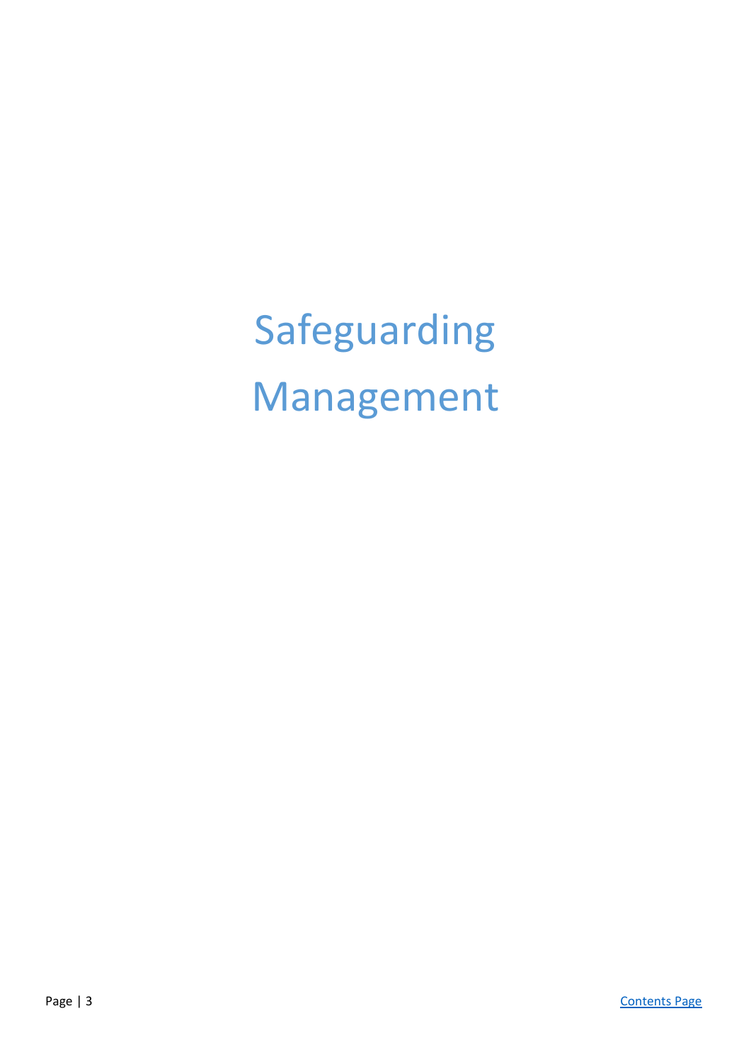# Safeguarding Management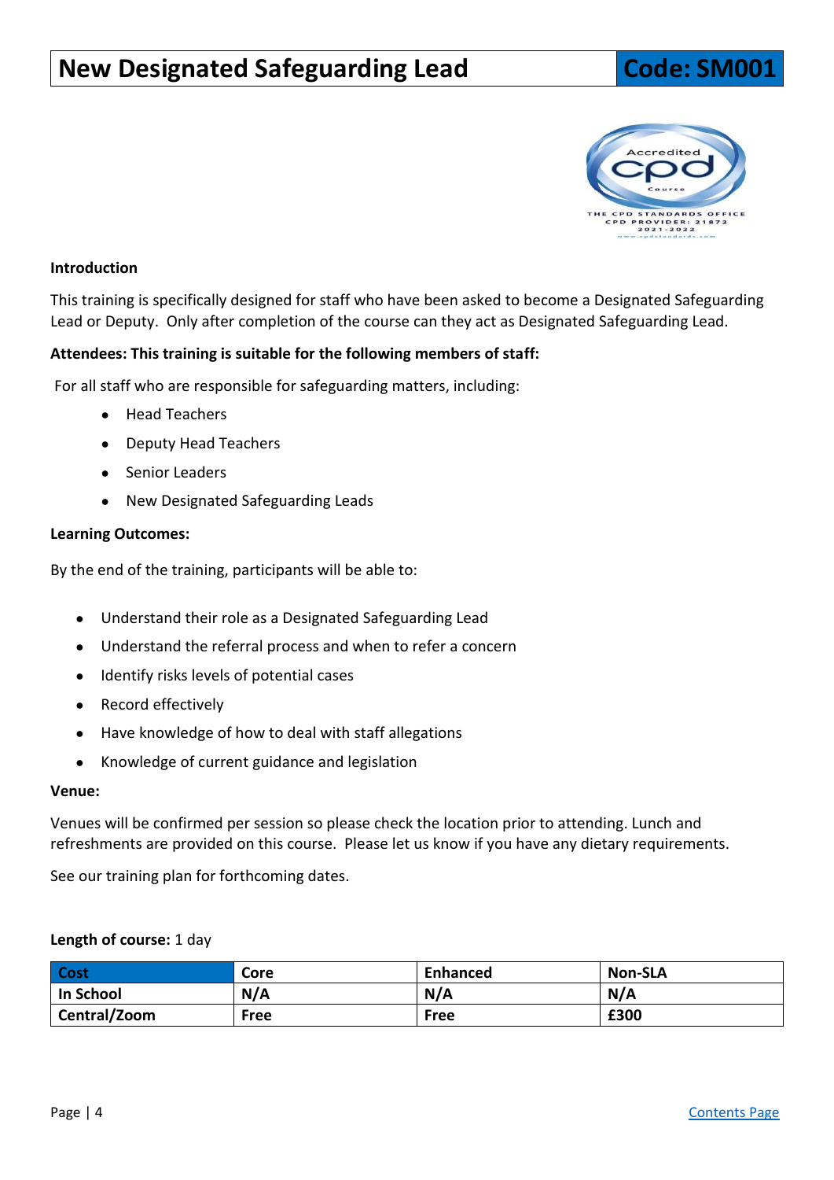# New Designated Safeguarding Lead

**Code: SM001**

**Introduction**

This training is specifically designed for staff who have been asked to become a Designated Safeguarding Lead or Deputy. Only after completion of the course can they act as Designated Safeguarding Lead.

**Attendees: This training is suitable for the following members of staff:**

For all staff who are responsible for safeguarding matters, including:

- Head Teachers
- Deputy Head Teachers
- Senior Leaders
- New Designated Safeguarding Leads

**Learning Outcomes:**

By the end of the training, participants will be able to:

- Understand their role as a Designated Safeguarding Lead
- Understand the referral process and when to refer a concern
- Identify risks levels of potential cases
- Record effectively
- Have knowledge of how to deal with staff allegations
- Knowledge of current guidance and legislation

**Venue:**

Venues will be confirmed per session so please check the location prior to attending. Lunch and refreshments are provided on this course. Please let us know if you have any dietary requirements.

See our training plan for forthcoming dates.

**Length of course:** 1 day

| Cost | Core | Enhanced | Non-SLA |
|---|---|---|---|
| In School | N/A | N/A | N/A |
| Central/Zoom | Free | Free | £300 |

Contents Page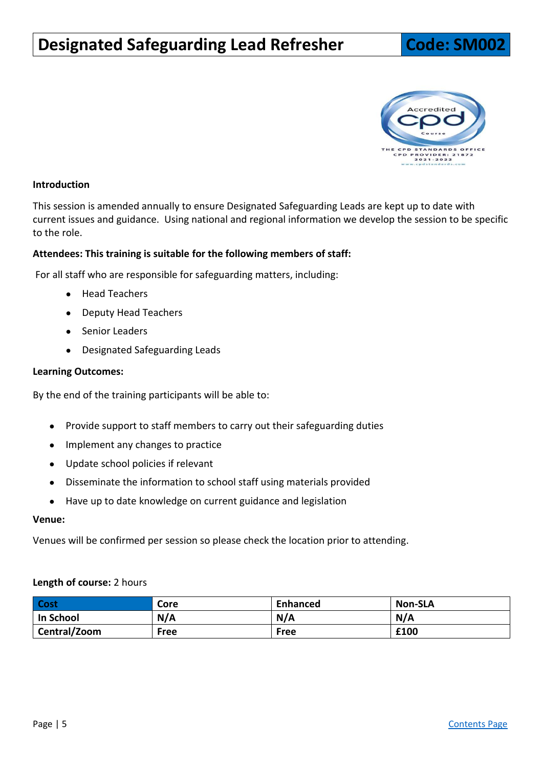# Designated Safeguarding Lead Refresher

**Code: SM002**

**Introduction**

This session is amended annually to ensure Designated Safeguarding Leads are kept up to date with current issues and guidance. Using national and regional information we develop the session to be specific to the role.

**Attendees: This training is suitable for the following members of staff:**

For all staff who are responsible for safeguarding matters, including:

- Head Teachers
- Deputy Head Teachers
- Senior Leaders
- Designated Safeguarding Leads

**Learning Outcomes:**

By the end of the training participants will be able to:

- Provide support to staff members to carry out their safeguarding duties
- Implement any changes to practice
- Update school policies if relevant
- Disseminate the information to school staff using materials provided
- Have up to date knowledge on current guidance and legislation

**Venue:**

Venues will be confirmed per session so please check the location prior to attending.

**Length of course:** 2 hours

| Cost | Core | Enhanced | Non-SLA |
|---|---|---|---|
| In School | N/A | N/A | N/A |
| Central/Zoom | Free | Free | £100 |

Contents Page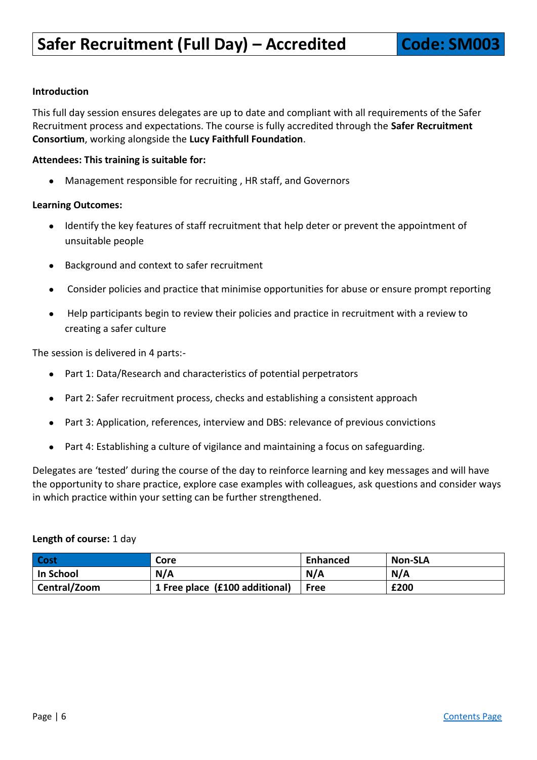# Safer Recruitment (Full Day) – Accredited **Code: SM003**

**Introduction**

This full day session ensures delegates are up to date and compliant with all requirements of the Safer Recruitment process and expectations. The course is fully accredited through the **Safer Recruitment Consortium**, working alongside the **Lucy Faithfull Foundation**.

**Attendees: This training is suitable for:**

- Management responsible for recruiting , HR staff, and Governors

**Learning Outcomes:**

- Identify the key features of staff recruitment that help deter or prevent the appointment of unsuitable people
- Background and context to safer recruitment
- Consider policies and practice that minimise opportunities for abuse or ensure prompt reporting
- Help participants begin to review their policies and practice in recruitment with a review to creating a safer culture

The session is delivered in 4 parts:-

- Part 1: Data/Research and characteristics of potential perpetrators
- Part 2: Safer recruitment process, checks and establishing a consistent approach
- Part 3: Application, references, interview and DBS: relevance of previous convictions
- Part 4: Establishing a culture of vigilance and maintaining a focus on safeguarding.

Delegates are 'tested' during the course of the day to reinforce learning and key messages and will have the opportunity to share practice, explore case examples with colleagues, ask questions and consider ways in which practice within your setting can be further strengthened.

**Length of course:** 1 day

| Cost | Core | Enhanced | Non-SLA |
|---|---|---|---|
| In School | N/A | N/A | N/A |
| Central/Zoom | 1 Free place (£100 additional) | Free | £200 |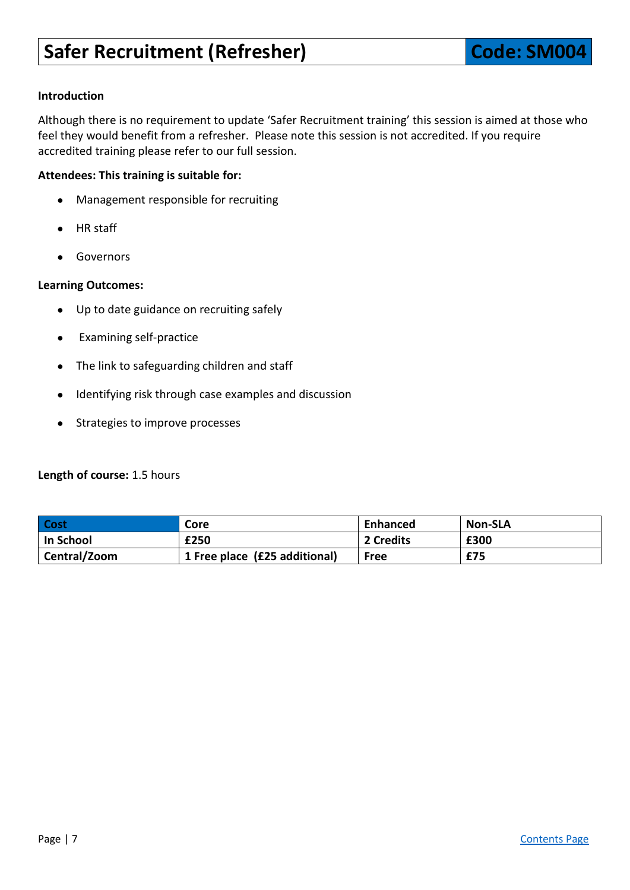# Safer Recruitment (Refresher) Code: SM004

**Introduction**

Although there is no requirement to update 'Safer Recruitment training' this session is aimed at those who feel they would benefit from a refresher. Please note this session is not accredited. If you require accredited training please refer to our full session.

**Attendees: This training is suitable for:**

- Management responsible for recruiting
- HR staff
- Governors

**Learning Outcomes:**

- Up to date guidance on recruiting safely
- Examining self-practice
- The link to safeguarding children and staff
- Identifying risk through case examples and discussion
- Strategies to improve processes

**Length of course:** 1.5 hours

| Cost | Core | Enhanced | Non-SLA |
|---|---|---|---|
| In School | £250 | 2 Credits | £300 |
| Central/Zoom | 1 Free place (£25 additional) | Free | £75 |

Contents Page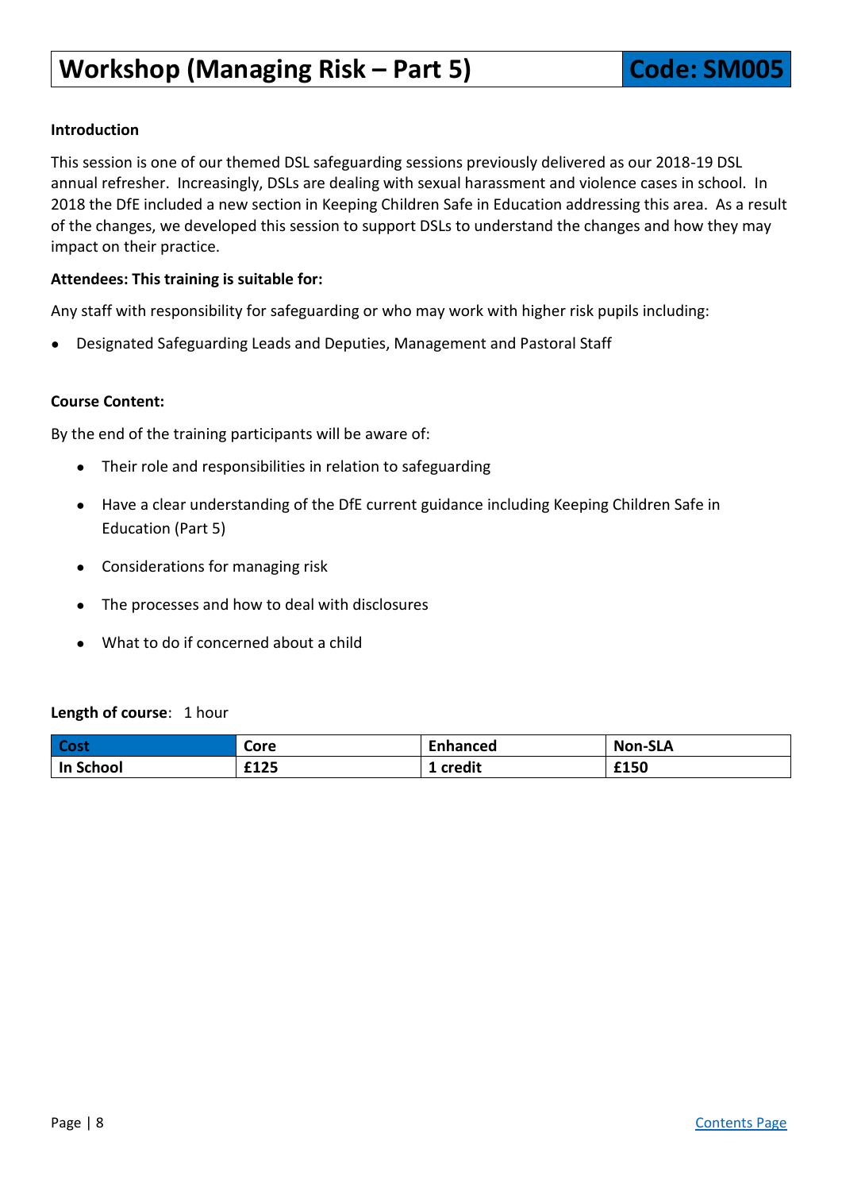# Workshop (Managing Risk – Part 5) — Code: SM005

**Introduction**

This session is one of our themed DSL safeguarding sessions previously delivered as our 2018-19 DSL annual refresher. Increasingly, DSLs are dealing with sexual harassment and violence cases in school. In 2018 the DfE included a new section in Keeping Children Safe in Education addressing this area. As a result of the changes, we developed this session to support DSLs to understand the changes and how they may impact on their practice.

**Attendees: This training is suitable for:**

Any staff with responsibility for safeguarding or who may work with higher risk pupils including:

- Designated Safeguarding Leads and Deputies, Management and Pastoral Staff

**Course Content:**

By the end of the training participants will be aware of:

- Their role and responsibilities in relation to safeguarding
- Have a clear understanding of the DfE current guidance including Keeping Children Safe in Education (Part 5)
- Considerations for managing risk
- The processes and how to deal with disclosures
- What to do if concerned about a child

**Length of course**: 1 hour

| Cost | Core | Enhanced | Non-SLA |
|---|---|---|---|
| In School | £125 | 1 credit | £150 |

Contents Page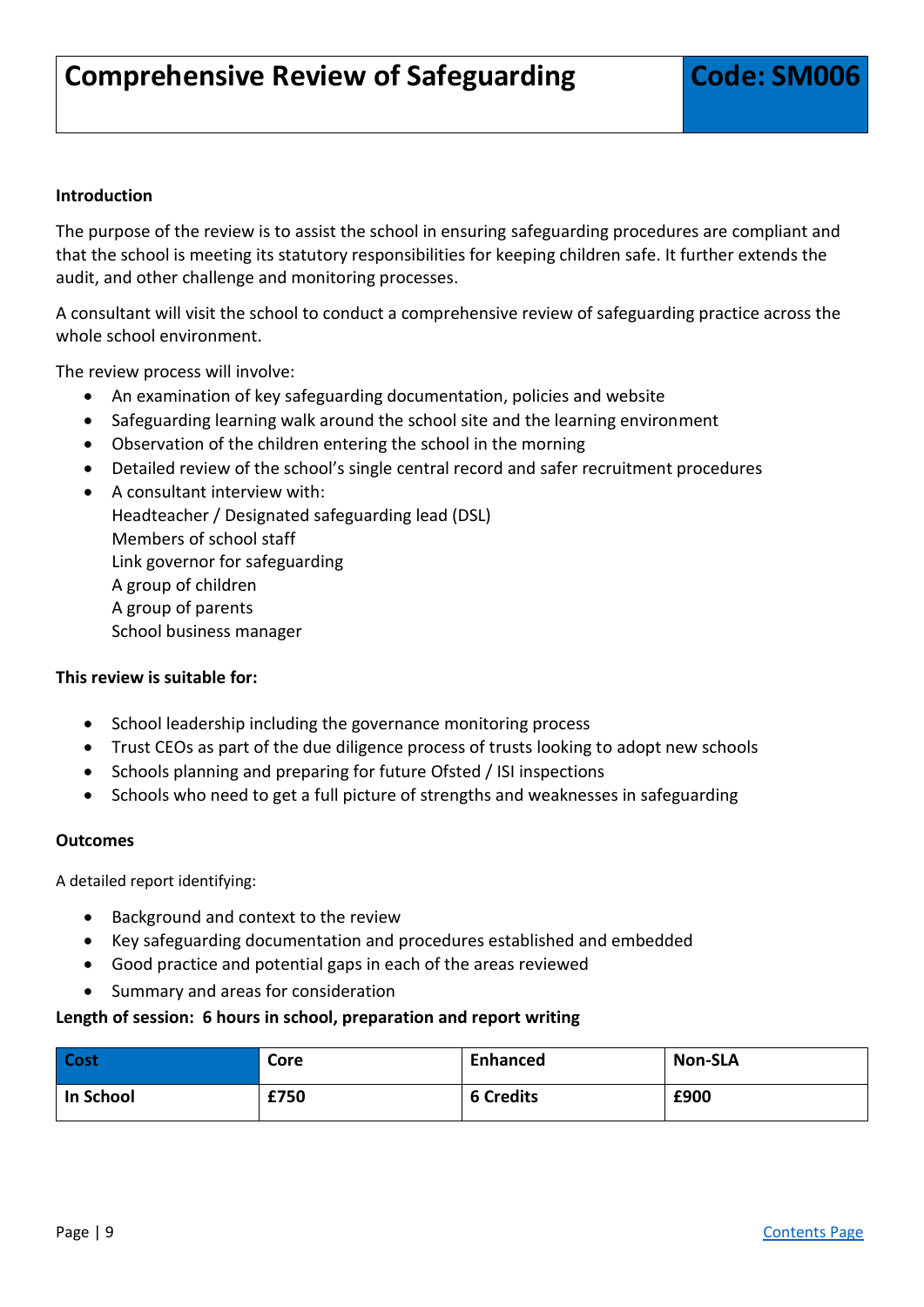# Comprehensive Review of Safeguarding

**Code: SM006**

**Introduction**

The purpose of the review is to assist the school in ensuring safeguarding procedures are compliant and that the school is meeting its statutory responsibilities for keeping children safe. It further extends the audit, and other challenge and monitoring processes.

A consultant will visit the school to conduct a comprehensive review of safeguarding practice across the whole school environment.

The review process will involve:

- An examination of key safeguarding documentation, policies and website
- Safeguarding learning walk around the school site and the learning environment
- Observation of the children entering the school in the morning
- Detailed review of the school's single central record and safer recruitment procedures
- A consultant interview with:
  Headteacher / Designated safeguarding lead (DSL)
  Members of school staff
  Link governor for safeguarding
  A group of children
  A group of parents
  School business manager

**This review is suitable for:**

- School leadership including the governance monitoring process
- Trust CEOs as part of the due diligence process of trusts looking to adopt new schools
- Schools planning and preparing for future Ofsted / ISI inspections
- Schools who need to get a full picture of strengths and weaknesses in safeguarding

**Outcomes**

A detailed report identifying:

- Background and context to the review
- Key safeguarding documentation and procedures established and embedded
- Good practice and potential gaps in each of the areas reviewed
- Summary and areas for consideration

**Length of session: 6 hours in school, preparation and report writing**

| Cost | Core | Enhanced | Non-SLA |
|---|---|---|---|
| In School | £750 | 6 Credits | £900 |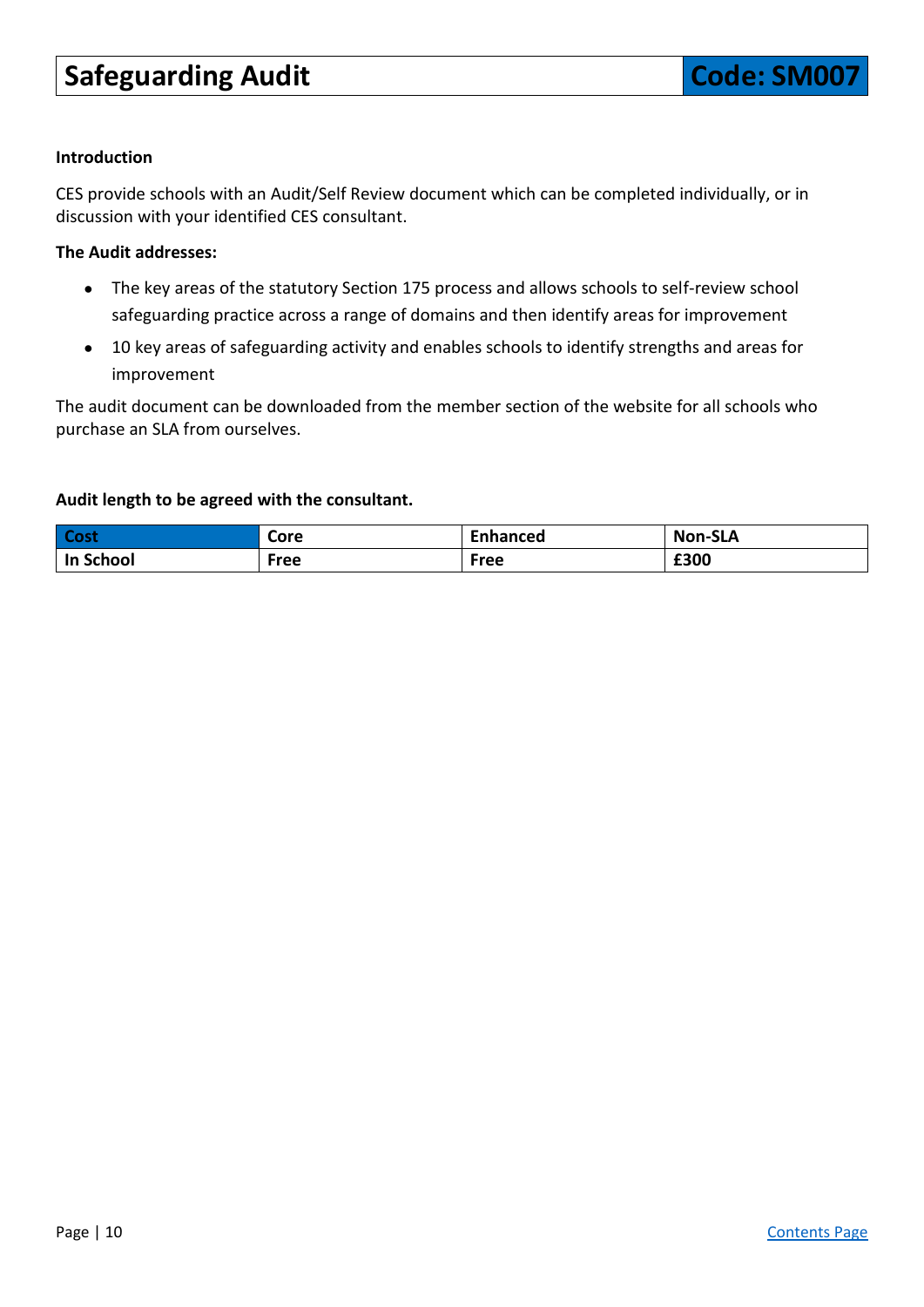# Safeguarding Audit

**Code: SM007**

**Introduction**

CES provide schools with an Audit/Self Review document which can be completed individually, or in discussion with your identified CES consultant.

**The Audit addresses:**

- The key areas of the statutory Section 175 process and allows schools to self-review school safeguarding practice across a range of domains and then identify areas for improvement
- 10 key areas of safeguarding activity and enables schools to identify strengths and areas for improvement

The audit document can be downloaded from the member section of the website for all schools who purchase an SLA from ourselves.

**Audit length to be agreed with the consultant.**

| Cost | Core | Enhanced | Non-SLA |
|---|---|---|---|
| **In School** | **Free** | **Free** | **£300** |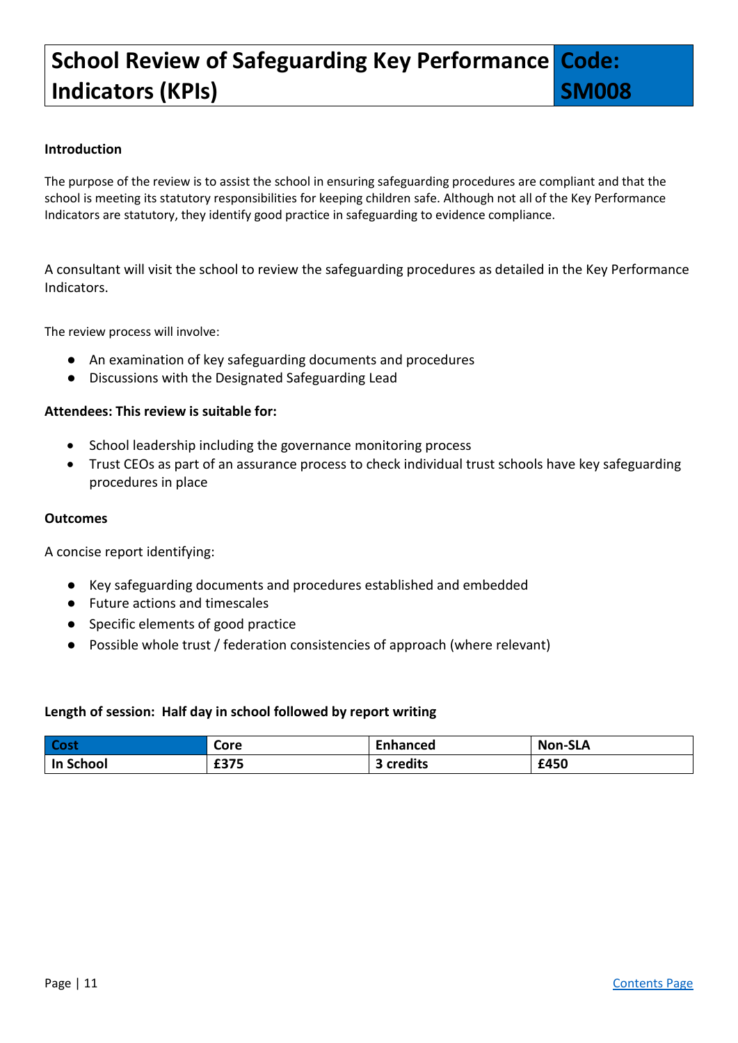# School Review of Safeguarding Key Performance Indicators (KPIs) — Code: SM008

**Introduction**

The purpose of the review is to assist the school in ensuring safeguarding procedures are compliant and that the school is meeting its statutory responsibilities for keeping children safe. Although not all of the Key Performance Indicators are statutory, they identify good practice in safeguarding to evidence compliance.

A consultant will visit the school to review the safeguarding procedures as detailed in the Key Performance Indicators.

The review process will involve:

- An examination of key safeguarding documents and procedures
- Discussions with the Designated Safeguarding Lead

**Attendees: This review is suitable for:**

- School leadership including the governance monitoring process
- Trust CEOs as part of an assurance process to check individual trust schools have key safeguarding procedures in place

**Outcomes**

A concise report identifying:

- Key safeguarding documents and procedures established and embedded
- Future actions and timescales
- Specific elements of good practice
- Possible whole trust / federation consistencies of approach (where relevant)

**Length of session: Half day in school followed by report writing**

| Cost | Core | Enhanced | Non-SLA |
|---|---|---|---|
| In School | £375 | 3 credits | £450 |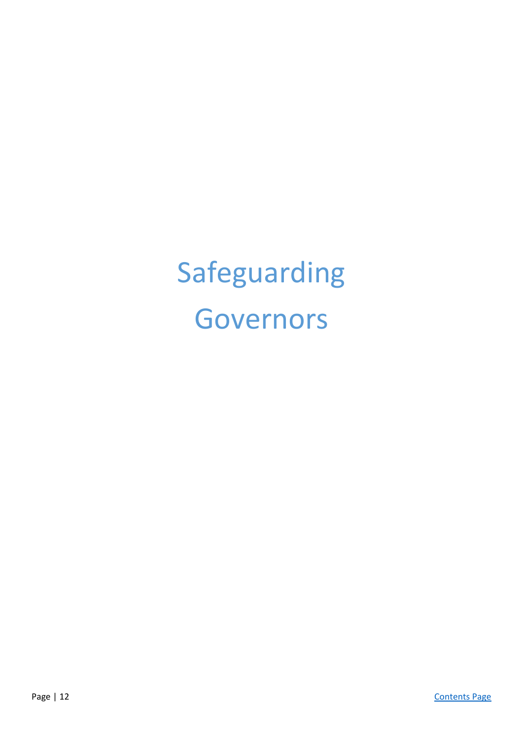# Safeguarding Governors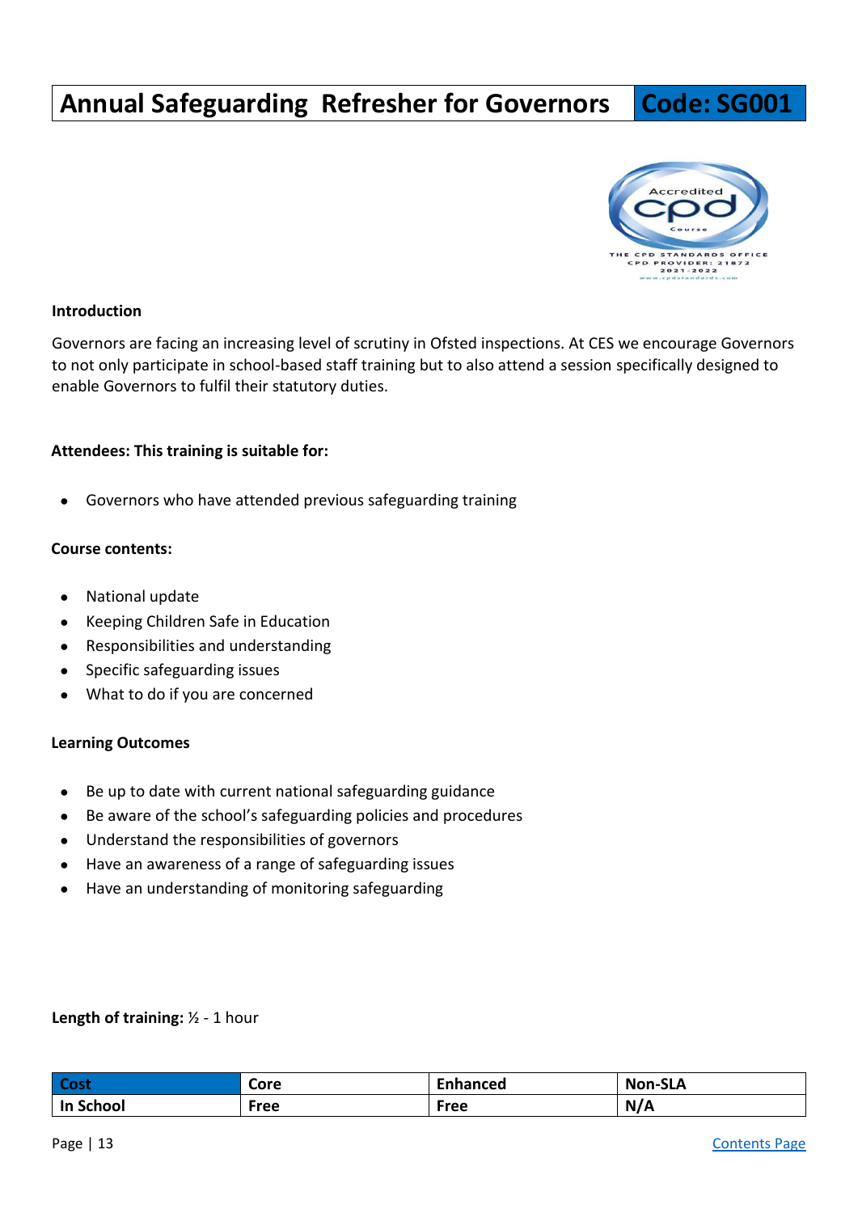# Annual Safeguarding Refresher for Governors | Code: SG001

**Introduction**

Governors are facing an increasing level of scrutiny in Ofsted inspections. At CES we encourage Governors to not only participate in school-based staff training but to also attend a session specifically designed to enable Governors to fulfil their statutory duties.

**Attendees: This training is suitable for:**

- Governors who have attended previous safeguarding training

**Course contents:**

- National update
- Keeping Children Safe in Education
- Responsibilities and understanding
- Specific safeguarding issues
- What to do if you are concerned

**Learning Outcomes**

- Be up to date with current national safeguarding guidance
- Be aware of the school's safeguarding policies and procedures
- Understand the responsibilities of governors
- Have an awareness of a range of safeguarding issues
- Have an understanding of monitoring safeguarding

**Length of training:** ½ - 1 hour

| Cost | Core | Enhanced | Non-SLA |
|---|---|---|---|
| In School | Free | Free | N/A |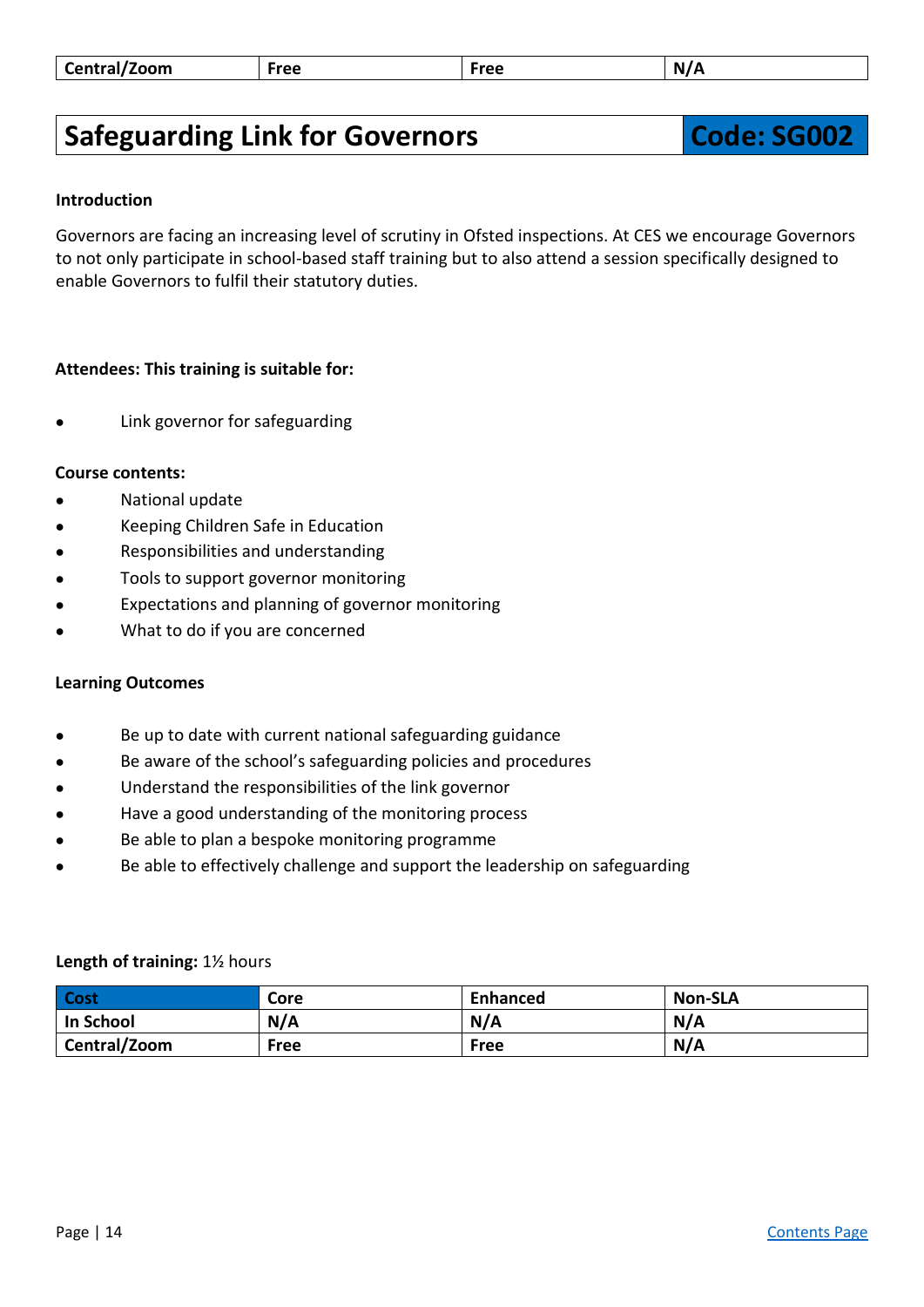| Central/Zoom | Free | Free | N/A |
|---|---|---|---|

## Safeguarding Link for Governors — Code: SG002

**Introduction**

Governors are facing an increasing level of scrutiny in Ofsted inspections. At CES we encourage Governors to not only participate in school-based staff training but to also attend a session specifically designed to enable Governors to fulfil their statutory duties.

**Attendees: This training is suitable for:**

- Link governor for safeguarding

**Course contents:**

- National update
- Keeping Children Safe in Education
- Responsibilities and understanding
- Tools to support governor monitoring
- Expectations and planning of governor monitoring
- What to do if you are concerned

**Learning Outcomes**

- Be up to date with current national safeguarding guidance
- Be aware of the school's safeguarding policies and procedures
- Understand the responsibilities of the link governor
- Have a good understanding of the monitoring process
- Be able to plan a bespoke monitoring programme
- Be able to effectively challenge and support the leadership on safeguarding

**Length of training:** 1½ hours

| Cost | Core | Enhanced | Non-SLA |
|---|---|---|---|
| In School | N/A | N/A | N/A |
| Central/Zoom | Free | Free | N/A |

Contents Page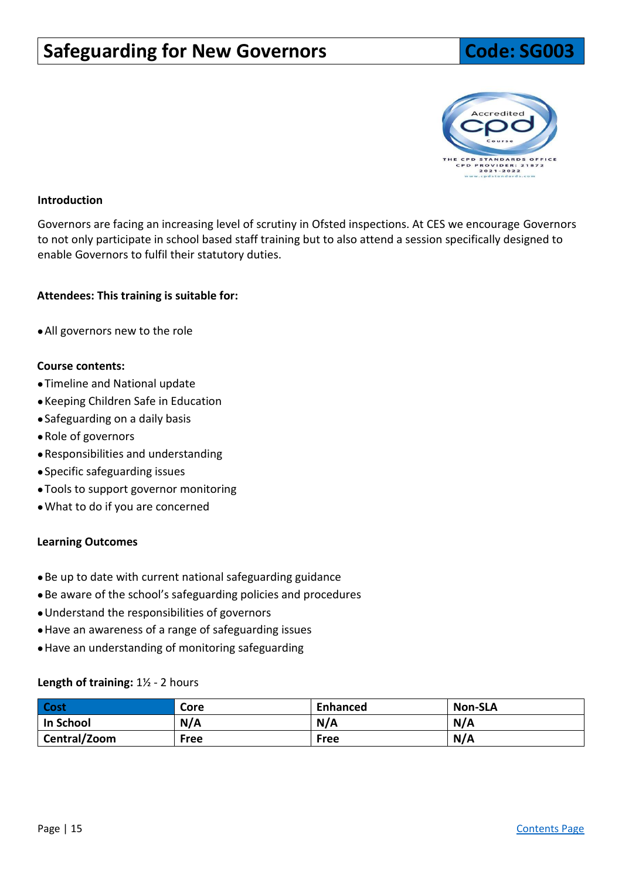# Safeguarding for New Governors

**Code: SG003**

**Introduction**

Governors are facing an increasing level of scrutiny in Ofsted inspections. At CES we encourage Governors to not only participate in school based staff training but to also attend a session specifically designed to enable Governors to fulfil their statutory duties.

**Attendees: This training is suitable for:**

- All governors new to the role

**Course contents:**

- Timeline and National update
- Keeping Children Safe in Education
- Safeguarding on a daily basis
- Role of governors
- Responsibilities and understanding
- Specific safeguarding issues
- Tools to support governor monitoring
- What to do if you are concerned

**Learning Outcomes**

- Be up to date with current national safeguarding guidance
- Be aware of the school's safeguarding policies and procedures
- Understand the responsibilities of governors
- Have an awareness of a range of safeguarding issues
- Have an understanding of monitoring safeguarding

**Length of training:** 1½ - 2 hours

| Cost | Core | Enhanced | Non-SLA |
|---|---|---|---|
| In School | N/A | N/A | N/A |
| Central/Zoom | Free | Free | N/A |

[Contents Page]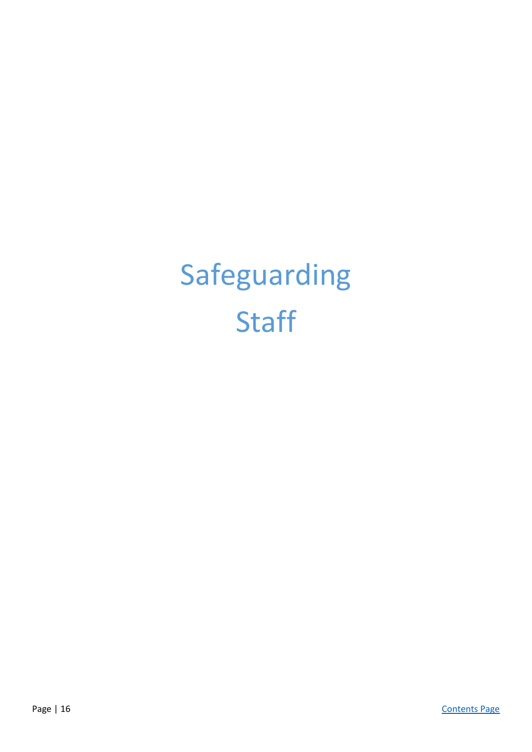# Safeguarding Staff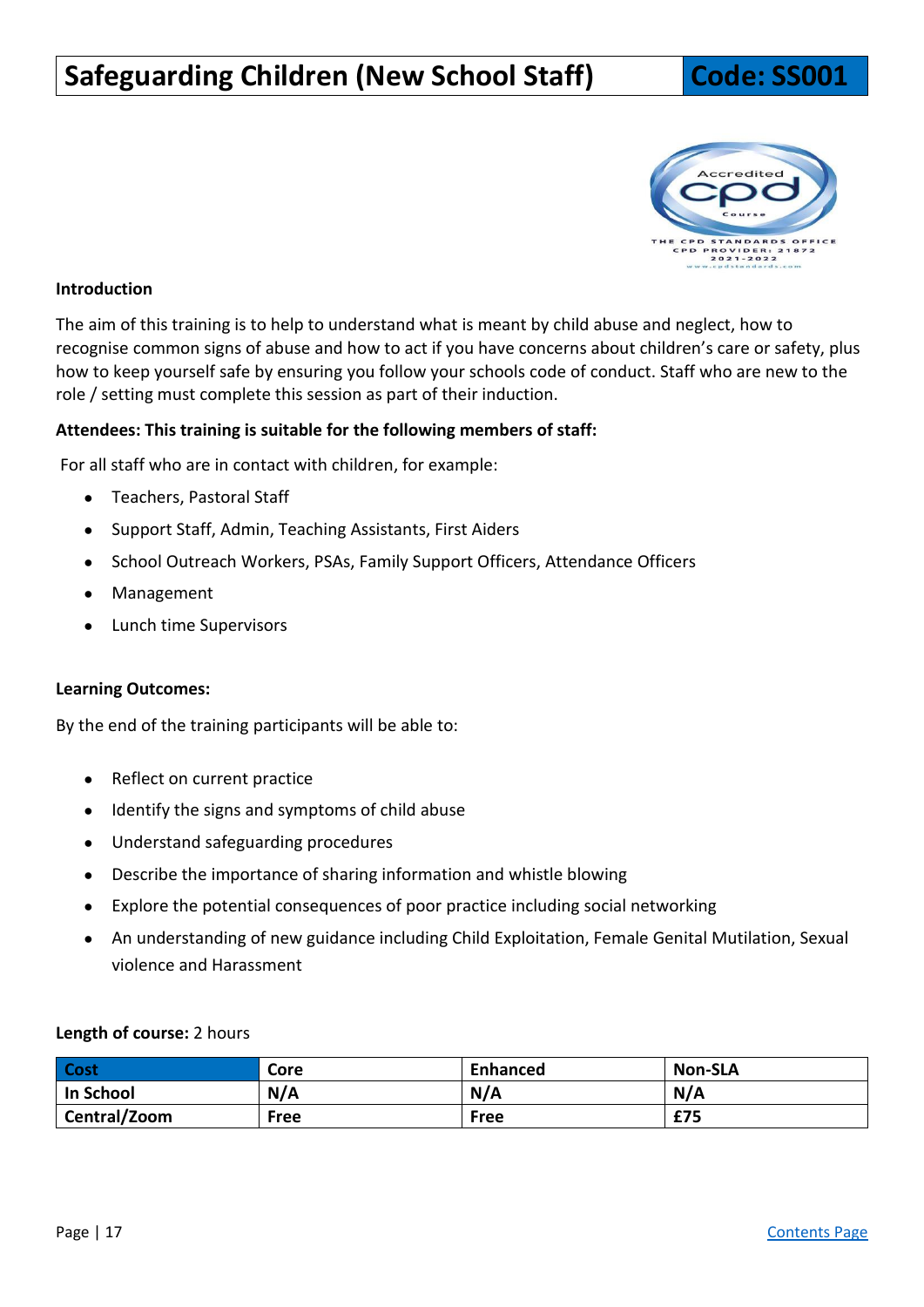# Safeguarding Children (New School Staff) — Code: SS001

**Introduction**

The aim of this training is to help to understand what is meant by child abuse and neglect, how to recognise common signs of abuse and how to act if you have concerns about children's care or safety, plus how to keep yourself safe by ensuring you follow your schools code of conduct. Staff who are new to the role / setting must complete this session as part of their induction.

**Attendees: This training is suitable for the following members of staff:**

For all staff who are in contact with children, for example:

- Teachers, Pastoral Staff
- Support Staff, Admin, Teaching Assistants, First Aiders
- School Outreach Workers, PSAs, Family Support Officers, Attendance Officers
- Management
- Lunch time Supervisors

**Learning Outcomes:**

By the end of the training participants will be able to:

- Reflect on current practice
- Identify the signs and symptoms of child abuse
- Understand safeguarding procedures
- Describe the importance of sharing information and whistle blowing
- Explore the potential consequences of poor practice including social networking
- An understanding of new guidance including Child Exploitation, Female Genital Mutilation, Sexual violence and Harassment

**Length of course:** 2 hours

| Cost | Core | Enhanced | Non-SLA |
|---|---|---|---|
| In School | N/A | N/A | N/A |
| Central/Zoom | Free | Free | £75 |

Contents Page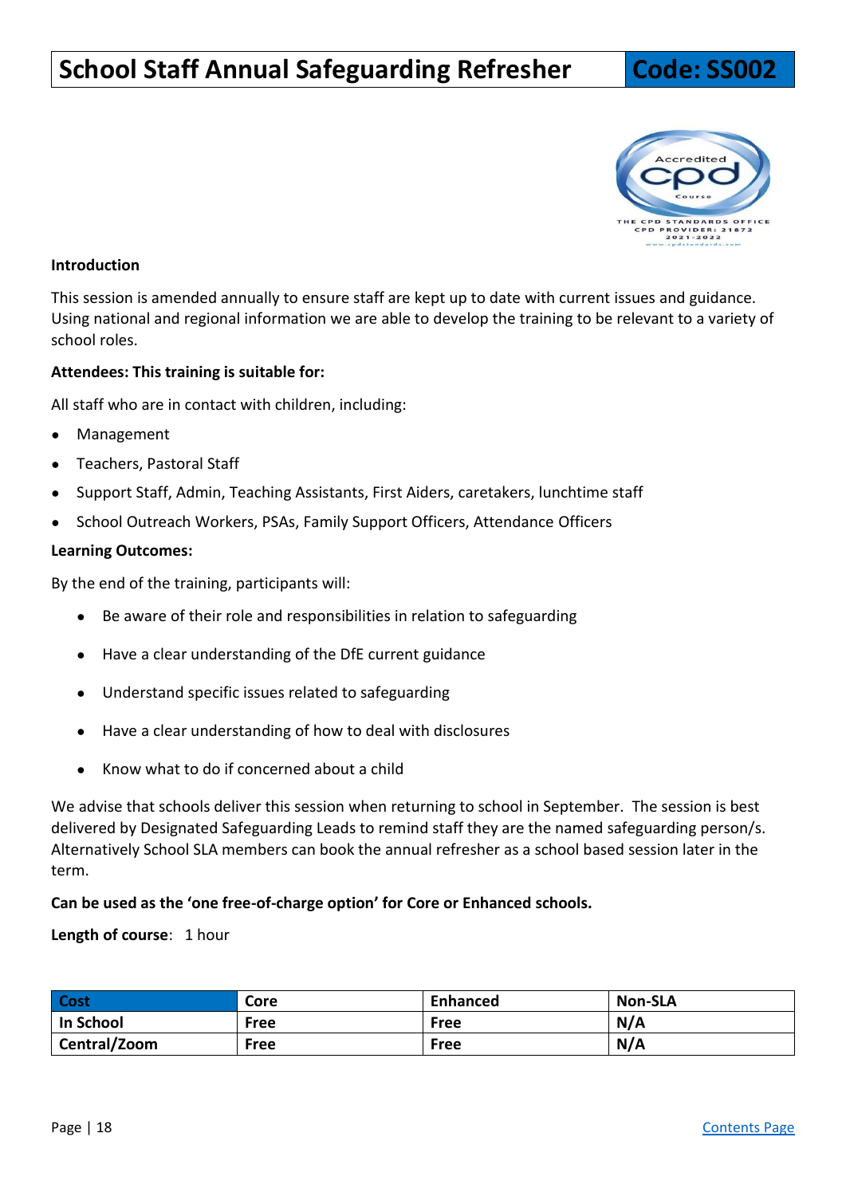# School Staff Annual Safeguarding Refresher

**Code: SS002**

**Introduction**

This session is amended annually to ensure staff are kept up to date with current issues and guidance. Using national and regional information we are able to develop the training to be relevant to a variety of school roles.

**Attendees: This training is suitable for:**

All staff who are in contact with children, including:

- Management
- Teachers, Pastoral Staff
- Support Staff, Admin, Teaching Assistants, First Aiders, caretakers, lunchtime staff
- School Outreach Workers, PSAs, Family Support Officers, Attendance Officers

**Learning Outcomes:**

By the end of the training, participants will:

- Be aware of their role and responsibilities in relation to safeguarding
- Have a clear understanding of the DfE current guidance
- Understand specific issues related to safeguarding
- Have a clear understanding of how to deal with disclosures
- Know what to do if concerned about a child

We advise that schools deliver this session when returning to school in September. The session is best delivered by Designated Safeguarding Leads to remind staff they are the named safeguarding person/s. Alternatively School SLA members can book the annual refresher as a school based session later in the term.

**Can be used as the 'one free-of-charge option' for Core or Enhanced schools.**

**Length of course**: 1 hour

| Cost | Core | Enhanced | Non-SLA |
|---|---|---|---|
| In School | Free | Free | N/A |
| Central/Zoom | Free | Free | N/A |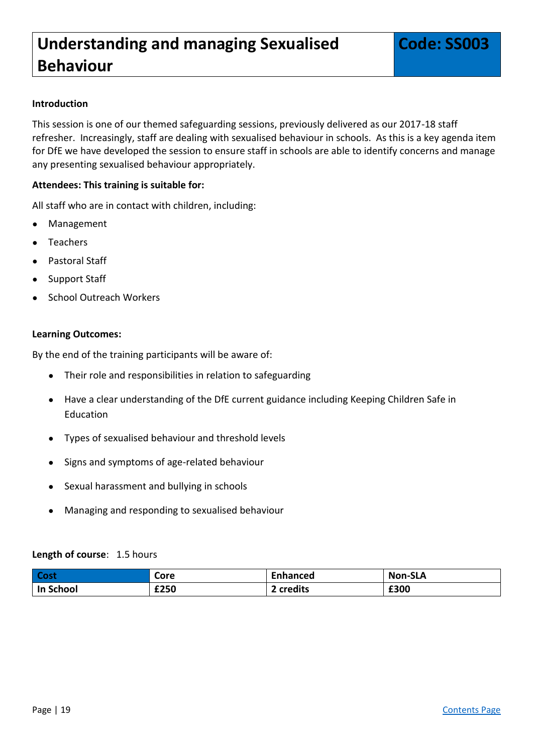# Understanding and managing Sexualised Behaviour

**Code: SS003**

**Introduction**

This session is one of our themed safeguarding sessions, previously delivered as our 2017-18 staff refresher. Increasingly, staff are dealing with sexualised behaviour in schools. As this is a key agenda item for DfE we have developed the session to ensure staff in schools are able to identify concerns and manage any presenting sexualised behaviour appropriately.

**Attendees: This training is suitable for:**

All staff who are in contact with children, including:

- Management
- Teachers
- Pastoral Staff
- Support Staff
- School Outreach Workers

**Learning Outcomes:**

By the end of the training participants will be aware of:

- Their role and responsibilities in relation to safeguarding
- Have a clear understanding of the DfE current guidance including Keeping Children Safe in Education
- Types of sexualised behaviour and threshold levels
- Signs and symptoms of age-related behaviour
- Sexual harassment and bullying in schools
- Managing and responding to sexualised behaviour

**Length of course**: 1.5 hours

| Cost | Core | Enhanced | Non-SLA |
|---|---|---|---|
| In School | £250 | 2 credits | £300 |

[Contents Page]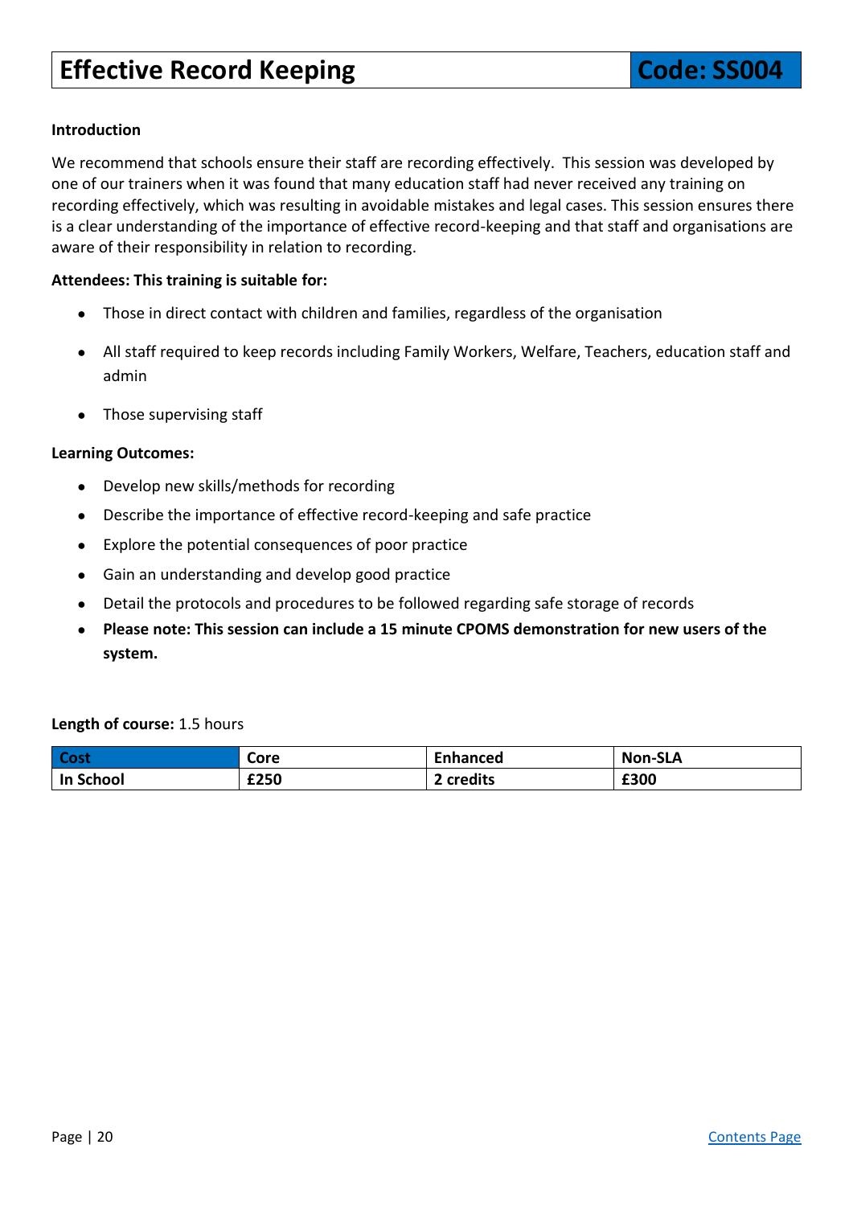# Effective Record Keeping

**Code: SS004**

**Introduction**

We recommend that schools ensure their staff are recording effectively. This session was developed by one of our trainers when it was found that many education staff had never received any training on recording effectively, which was resulting in avoidable mistakes and legal cases. This session ensures there is a clear understanding of the importance of effective record-keeping and that staff and organisations are aware of their responsibility in relation to recording.

**Attendees: This training is suitable for:**

- Those in direct contact with children and families, regardless of the organisation
- All staff required to keep records including Family Workers, Welfare, Teachers, education staff and admin
- Those supervising staff

**Learning Outcomes:**

- Develop new skills/methods for recording
- Describe the importance of effective record-keeping and safe practice
- Explore the potential consequences of poor practice
- Gain an understanding and develop good practice
- Detail the protocols and procedures to be followed regarding safe storage of records
- **Please note: This session can include a 15 minute CPOMS demonstration for new users of the system.**

**Length of course:** 1.5 hours

| Cost | Core | Enhanced | Non-SLA |
|---|---|---|---|
| **In School** | **£250** | **2 credits** | **£300** |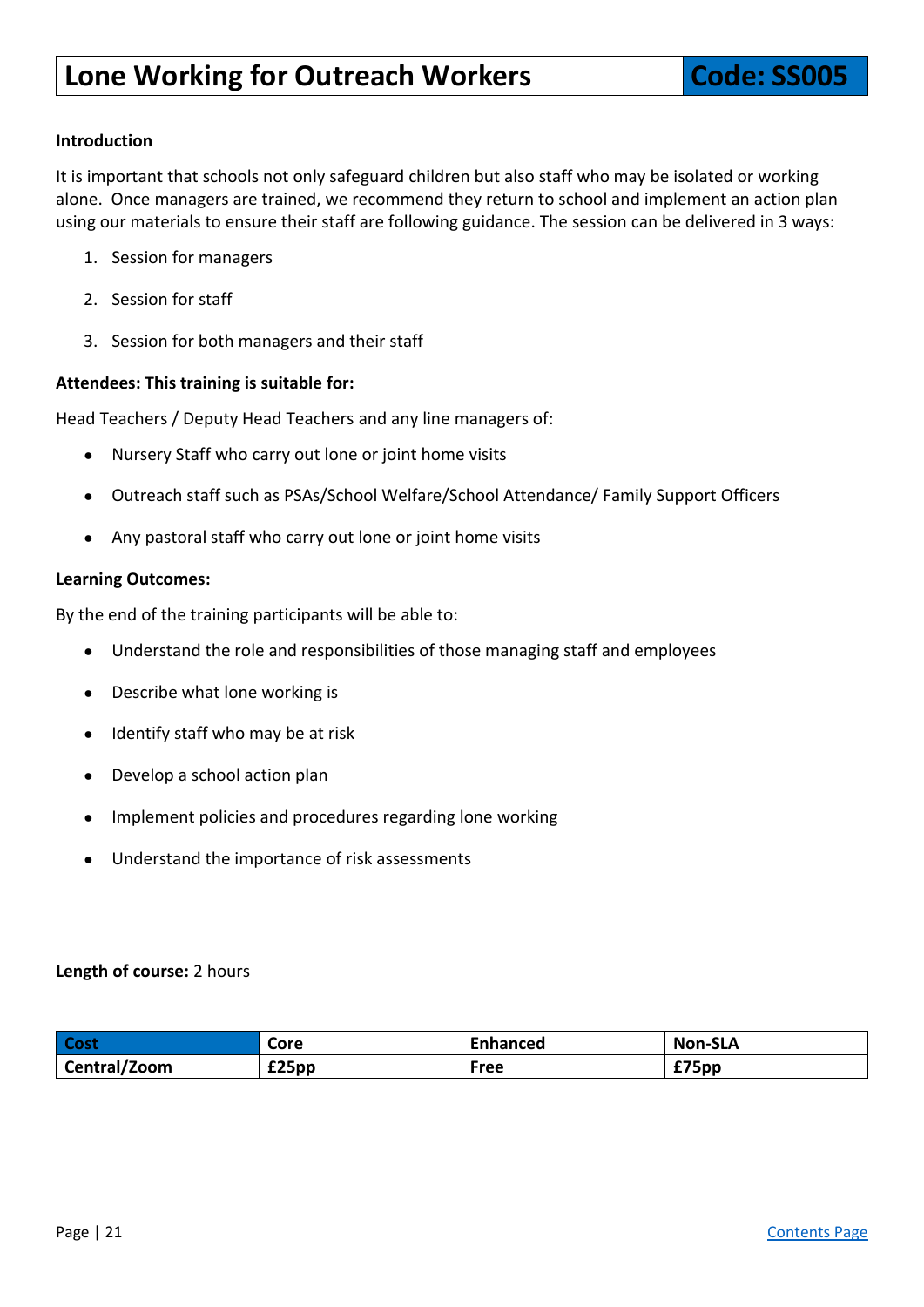# Lone Working for Outreach Workers

**Code: SS005**

**Introduction**

It is important that schools not only safeguard children but also staff who may be isolated or working alone. Once managers are trained, we recommend they return to school and implement an action plan using our materials to ensure their staff are following guidance. The session can be delivered in 3 ways:

1. Session for managers
2. Session for staff
3. Session for both managers and their staff

**Attendees: This training is suitable for:**

Head Teachers / Deputy Head Teachers and any line managers of:

- Nursery Staff who carry out lone or joint home visits
- Outreach staff such as PSAs/School Welfare/School Attendance/ Family Support Officers
- Any pastoral staff who carry out lone or joint home visits

**Learning Outcomes:**

By the end of the training participants will be able to:

- Understand the role and responsibilities of those managing staff and employees
- Describe what lone working is
- Identify staff who may be at risk
- Develop a school action plan
- Implement policies and procedures regarding lone working
- Understand the importance of risk assessments

**Length of course:** 2 hours

| Cost | Core | Enhanced | Non-SLA |
|---|---|---|---|
| Central/Zoom | £25pp | Free | £75pp |

Contents Page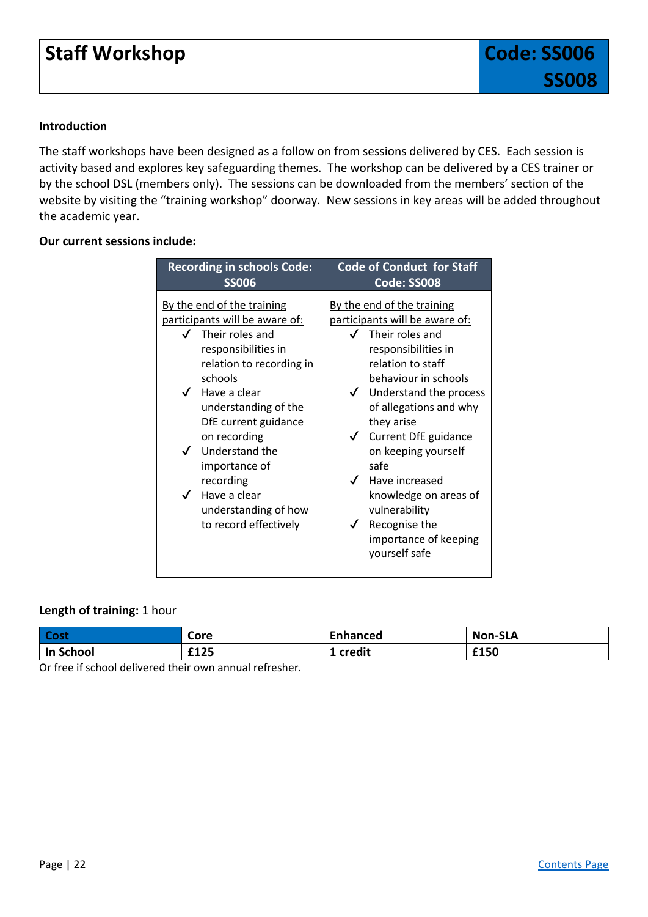# Staff Workshop

**Code: SS006 SS008**

**Introduction**

The staff workshops have been designed as a follow on from sessions delivered by CES. Each session is activity based and explores key safeguarding themes. The workshop can be delivered by a CES trainer or by the school DSL (members only). The sessions can be downloaded from the members' section of the website by visiting the "training workshop" doorway. New sessions in key areas will be added throughout the academic year.

**Our current sessions include:**

| Recording in schools Code: SS006 | Code of Conduct for Staff Code: SS008 |
|---|---|
| By the end of the training participants will be aware of:<br>✓ Their roles and responsibilities in relation to recording in schools<br>✓ Have a clear understanding of the DfE current guidance on recording<br>✓ Understand the importance of recording<br>✓ Have a clear understanding of how to record effectively | By the end of the training participants will be aware of:<br>✓ Their roles and responsibilities in relation to staff behaviour in schools<br>✓ Understand the process of allegations and why they arise<br>✓ Current DfE guidance on keeping yourself safe<br>✓ Have increased knowledge on areas of vulnerability<br>✓ Recognise the importance of keeping yourself safe |

**Length of training:** 1 hour

| Cost | Core | Enhanced | Non-SLA |
|---|---|---|---|
| In School | £125 | 1 credit | £150 |

Or free if school delivered their own annual refresher.

[Contents Page]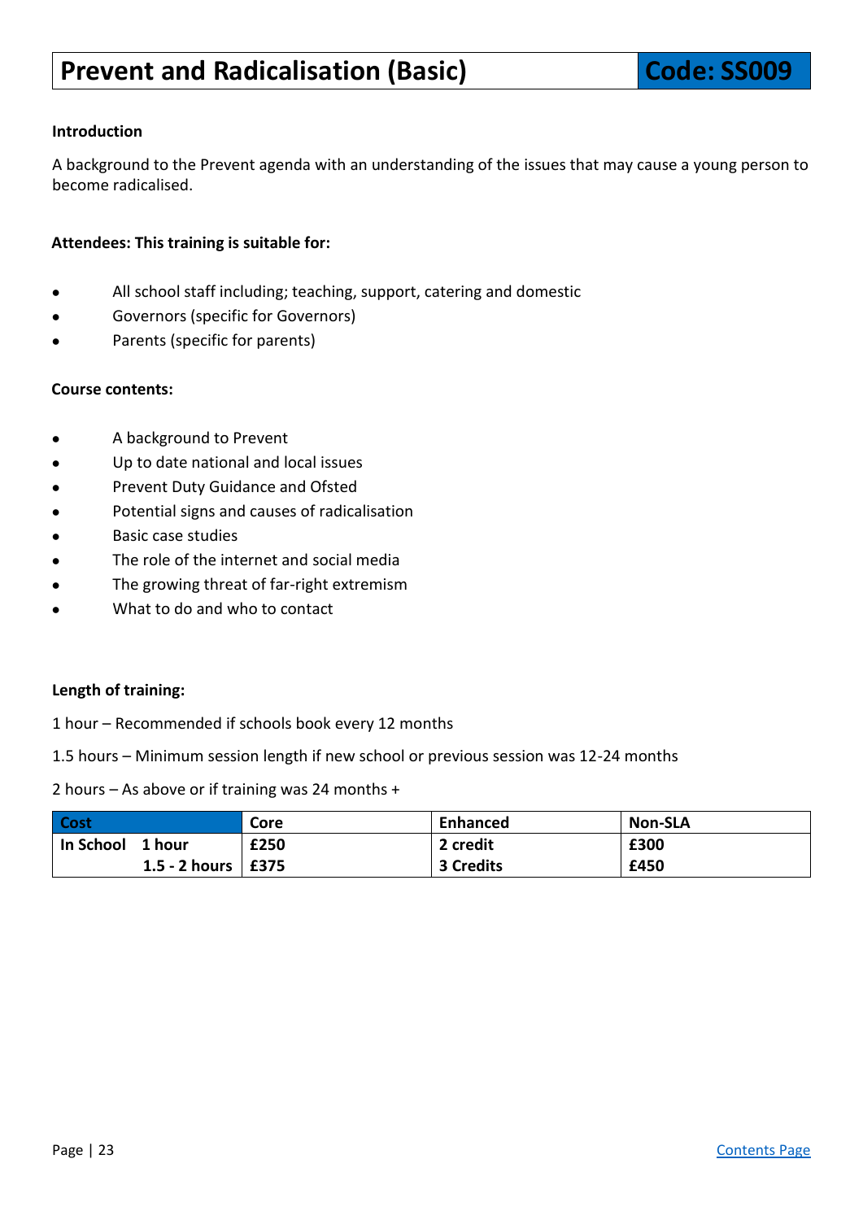# Prevent and Radicalisation (Basic) — Code: SS009

**Introduction**

A background to the Prevent agenda with an understanding of the issues that may cause a young person to become radicalised.

**Attendees: This training is suitable for:**

- All school staff including; teaching, support, catering and domestic
- Governors (specific for Governors)
- Parents (specific for parents)

**Course contents:**

- A background to Prevent
- Up to date national and local issues
- Prevent Duty Guidance and Ofsted
- Potential signs and causes of radicalisation
- Basic case studies
- The role of the internet and social media
- The growing threat of far-right extremism
- What to do and who to contact

**Length of training:**

1 hour – Recommended if schools book every 12 months

1.5 hours – Minimum session length if new school or previous session was 12-24 months

2 hours – As above or if training was 24 months +

| Cost | | Core | Enhanced | Non-SLA |
|---|---|---|---|---|
| In School | 1 hour | £250 | 2 credit | £300 |
| | 1.5 - 2 hours | £375 | 3 Credits | £450 |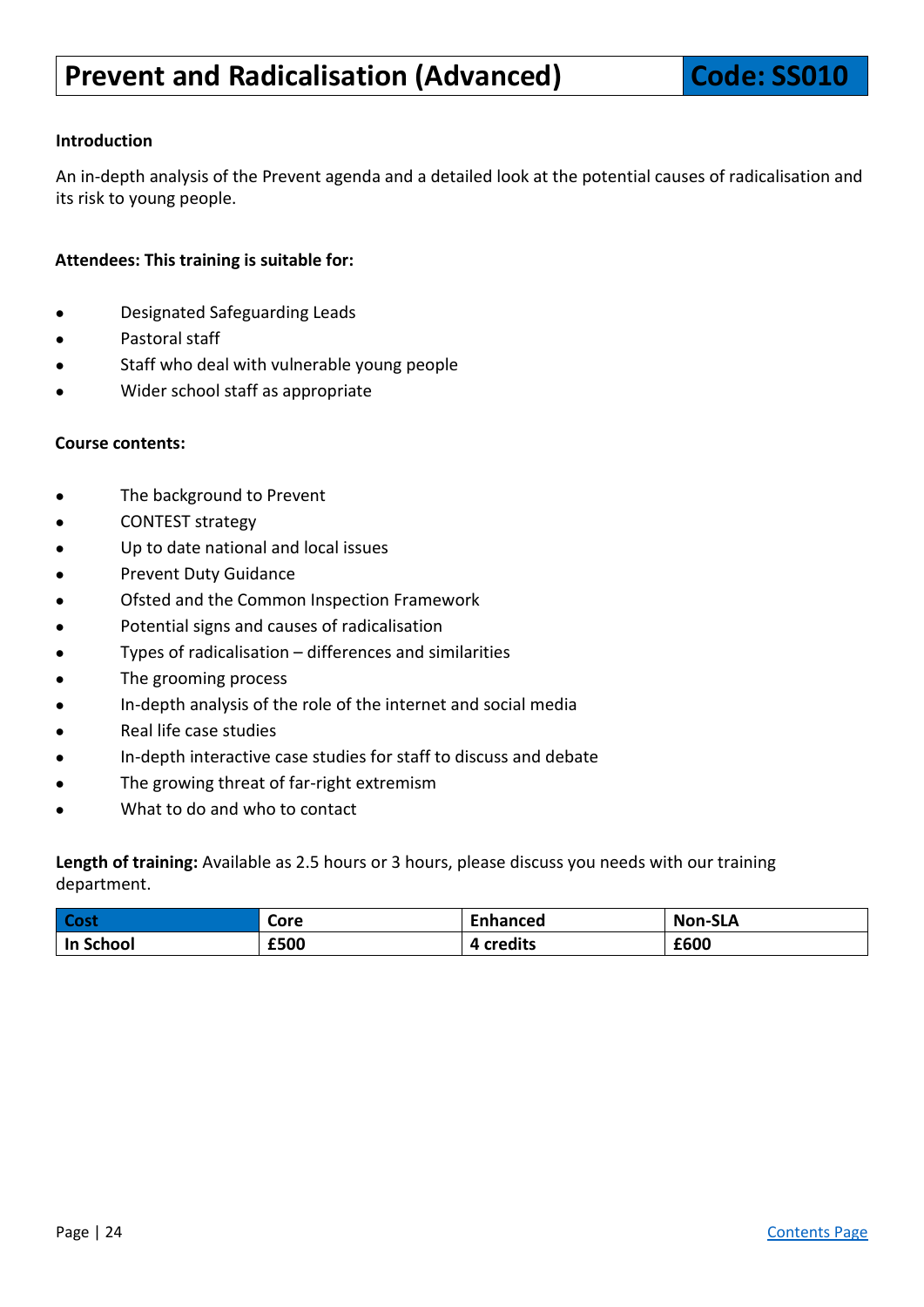# Prevent and Radicalisation (Advanced) — Code: SS010

**Introduction**

An in-depth analysis of the Prevent agenda and a detailed look at the potential causes of radicalisation and its risk to young people.

**Attendees: This training is suitable for:**

- Designated Safeguarding Leads
- Pastoral staff
- Staff who deal with vulnerable young people
- Wider school staff as appropriate

**Course contents:**

- The background to Prevent
- CONTEST strategy
- Up to date national and local issues
- Prevent Duty Guidance
- Ofsted and the Common Inspection Framework
- Potential signs and causes of radicalisation
- Types of radicalisation – differences and similarities
- The grooming process
- In-depth analysis of the role of the internet and social media
- Real life case studies
- In-depth interactive case studies for staff to discuss and debate
- The growing threat of far-right extremism
- What to do and who to contact

**Length of training:** Available as 2.5 hours or 3 hours, please discuss you needs with our training department.

| Cost | Core | Enhanced | Non-SLA |
|---|---|---|---|
| In School | £500 | 4 credits | £600 |

Contents Page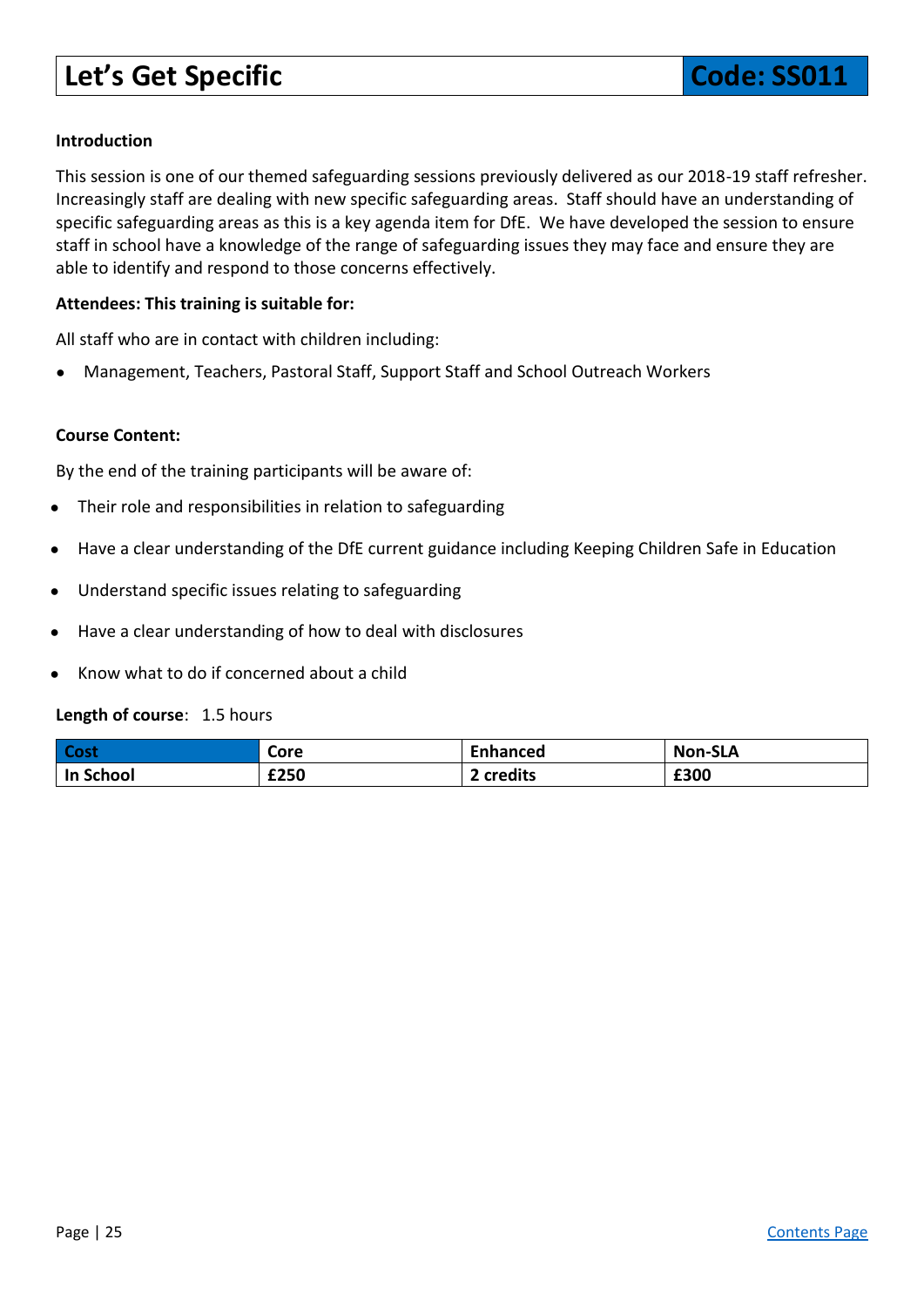# Let's Get Specific

**Code: SS011**

**Introduction**

This session is one of our themed safeguarding sessions previously delivered as our 2018-19 staff refresher. Increasingly staff are dealing with new specific safeguarding areas. Staff should have an understanding of specific safeguarding areas as this is a key agenda item for DfE. We have developed the session to ensure staff in school have a knowledge of the range of safeguarding issues they may face and ensure they are able to identify and respond to those concerns effectively.

**Attendees: This training is suitable for:**

All staff who are in contact with children including:

- Management, Teachers, Pastoral Staff, Support Staff and School Outreach Workers

**Course Content:**

By the end of the training participants will be aware of:

- Their role and responsibilities in relation to safeguarding
- Have a clear understanding of the DfE current guidance including Keeping Children Safe in Education
- Understand specific issues relating to safeguarding
- Have a clear understanding of how to deal with disclosures
- Know what to do if concerned about a child

**Length of course**: 1.5 hours

| Cost | Core | Enhanced | Non-SLA |
|---|---|---|---|
| **In School** | **£250** | **2 credits** | **£300** |

Contents Page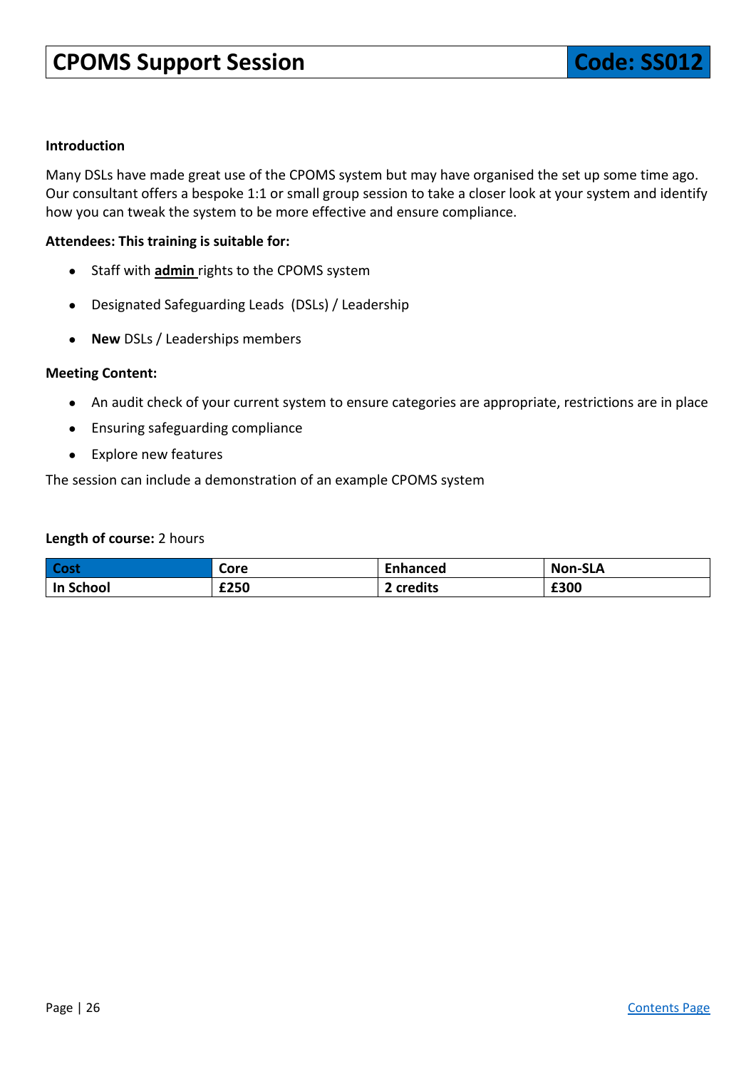# CPOMS Support Session

**Code: SS012**

**Introduction**

Many DSLs have made great use of the CPOMS system but may have organised the set up some time ago. Our consultant offers a bespoke 1:1 or small group session to take a closer look at your system and identify how you can tweak the system to be more effective and ensure compliance.

**Attendees: This training is suitable for:**

- Staff with **admin** rights to the CPOMS system
- Designated Safeguarding Leads (DSLs) / Leadership
- **New** DSLs / Leaderships members

**Meeting Content:**

- An audit check of your current system to ensure categories are appropriate, restrictions are in place
- Ensuring safeguarding compliance
- Explore new features

The session can include a demonstration of an example CPOMS system

**Length of course:** 2 hours

| Cost | Core | Enhanced | Non-SLA |
|---|---|---|---|
| **In School** | **£250** | **2 credits** | **£300** |

Contents Page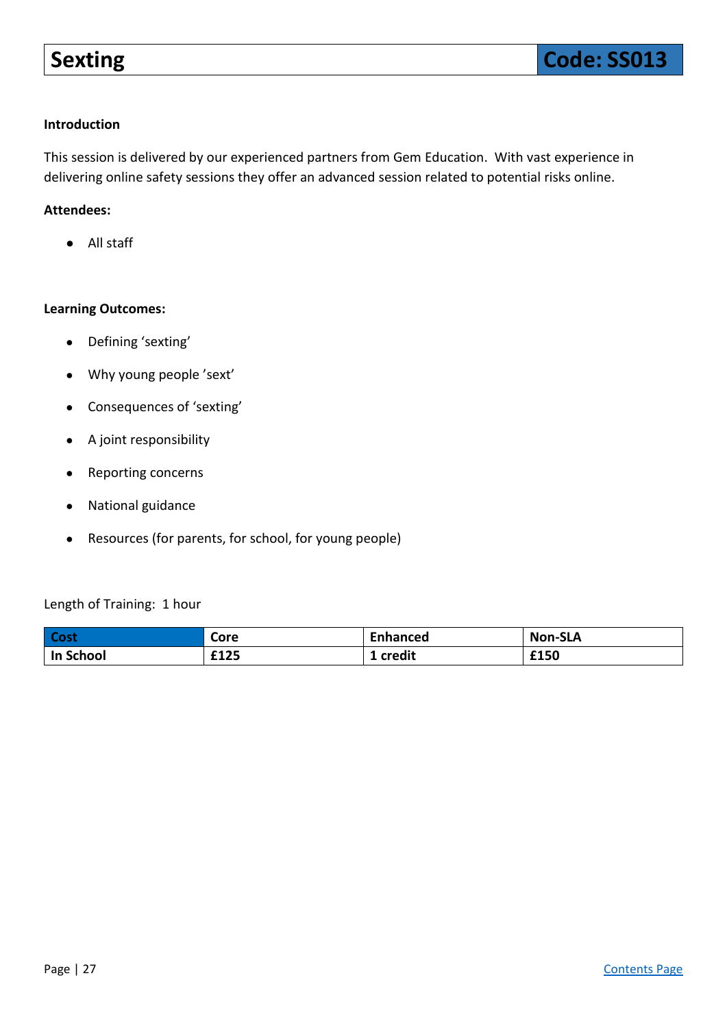# Sexting

**Code: SS013**

**Introduction**

This session is delivered by our experienced partners from Gem Education. With vast experience in delivering online safety sessions they offer an advanced session related to potential risks online.

**Attendees:**

- All staff

**Learning Outcomes:**

- Defining 'sexting'
- Why young people 'sext'
- Consequences of 'sexting'
- A joint responsibility
- Reporting concerns
- National guidance
- Resources (for parents, for school, for young people)

Length of Training: 1 hour

| Cost | Core | Enhanced | Non-SLA |
|---|---|---|---|
| **In School** | **£125** | **1 credit** | **£150** |

Contents Page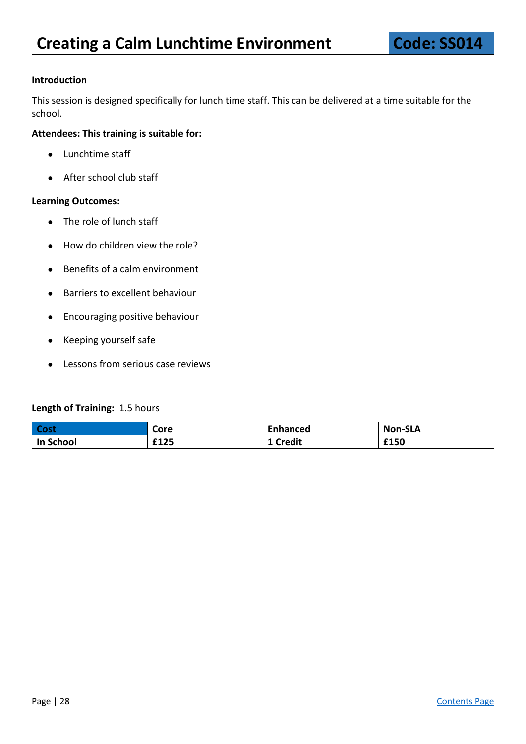# Creating a Calm Lunchtime Environment — Code: SS014

**Introduction**

This session is designed specifically for lunch time staff. This can be delivered at a time suitable for the school.

**Attendees: This training is suitable for:**

- Lunchtime staff
- After school club staff

**Learning Outcomes:**

- The role of lunch staff
- How do children view the role?
- Benefits of a calm environment
- Barriers to excellent behaviour
- Encouraging positive behaviour
- Keeping yourself safe
- Lessons from serious case reviews

**Length of Training:** 1.5 hours

| Cost | Core | Enhanced | Non-SLA |
|---|---|---|---|
| **In School** | **£125** | **1 Credit** | **£150** |

Contents Page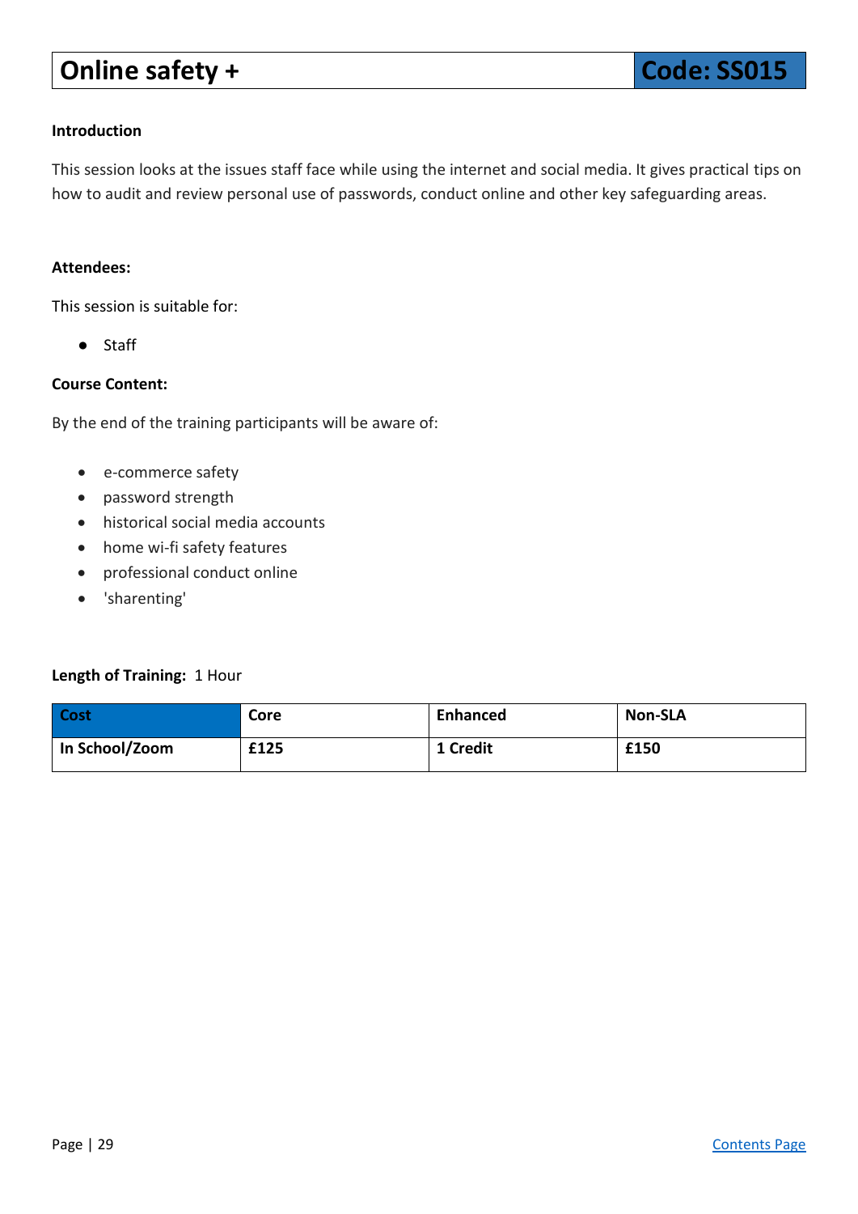# Online safety +

**Code: SS015**

**Introduction**

This session looks at the issues staff face while using the internet and social media. It gives practical tips on how to audit and review personal use of passwords, conduct online and other key safeguarding areas.

**Attendees:**

This session is suitable for:

- Staff

**Course Content:**

By the end of the training participants will be aware of:

- e-commerce safety
- password strength
- historical social media accounts
- home wi-fi safety features
- professional conduct online
- 'sharenting'

**Length of Training:** 1 Hour

| Cost | Core | Enhanced | Non-SLA |
|---|---|---|---|
| **In School/Zoom** | **£125** | **1 Credit** | **£150** |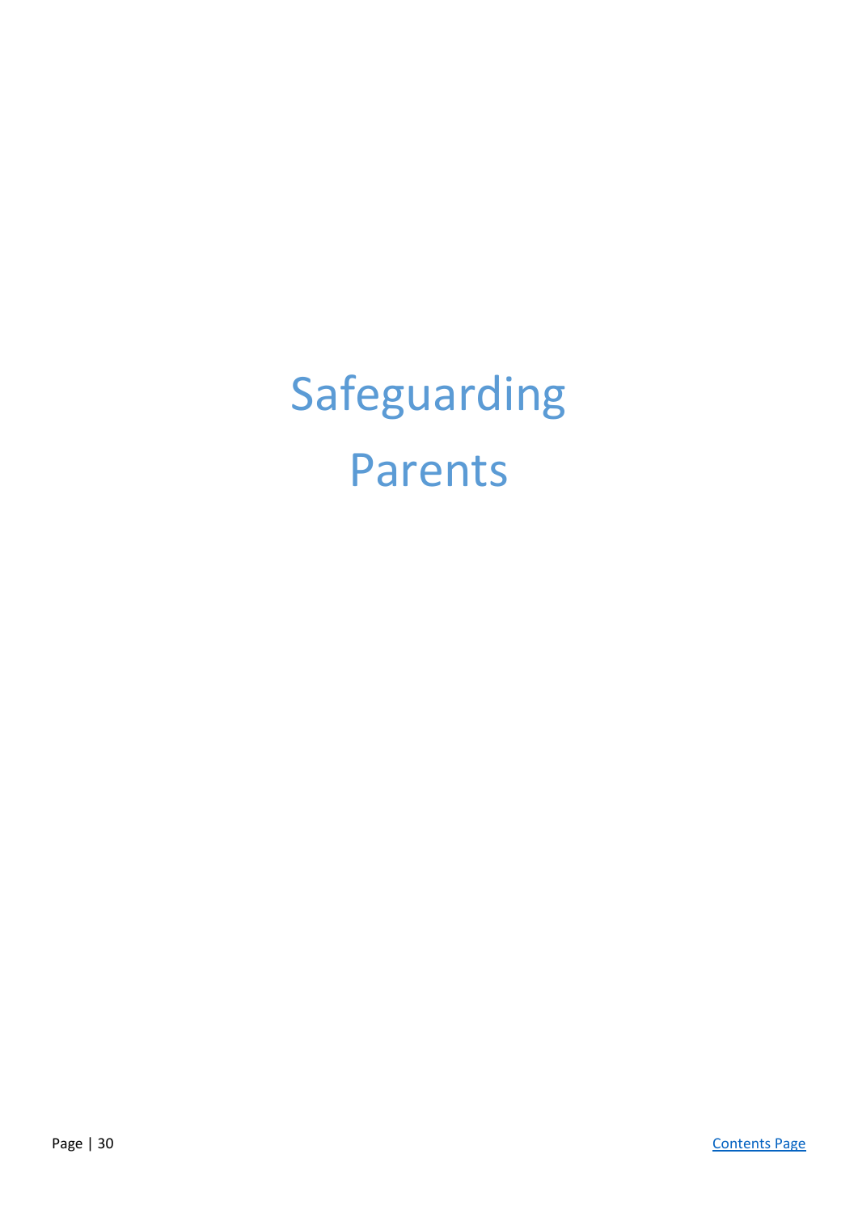# Safeguarding Parents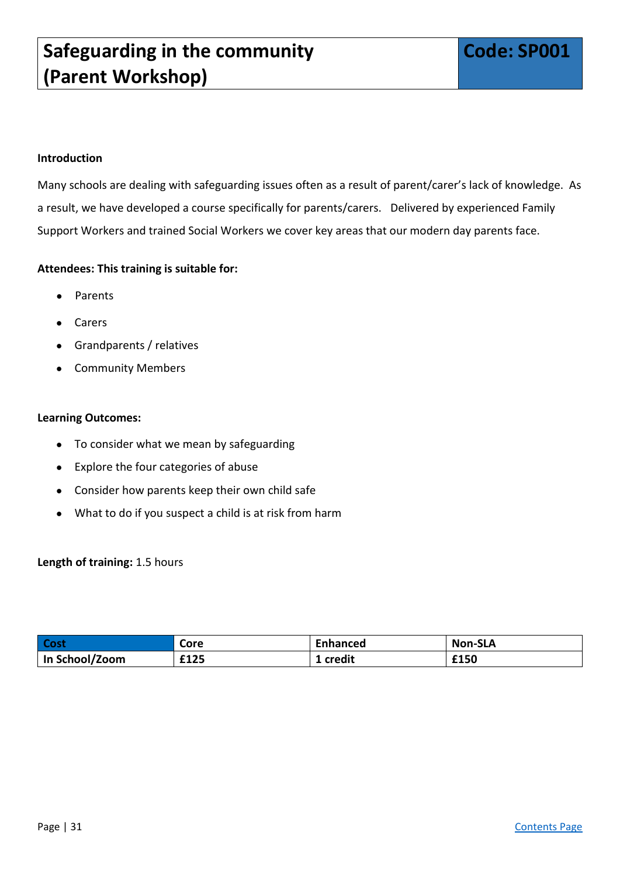# Safeguarding in the community (Parent Workshop)

**Code: SP001**

**Introduction**

Many schools are dealing with safeguarding issues often as a result of parent/carer's lack of knowledge. As a result, we have developed a course specifically for parents/carers. Delivered by experienced Family Support Workers and trained Social Workers we cover key areas that our modern day parents face.

**Attendees: This training is suitable for:**

- Parents
- Carers
- Grandparents / relatives
- Community Members

**Learning Outcomes:**

- To consider what we mean by safeguarding
- Explore the four categories of abuse
- Consider how parents keep their own child safe
- What to do if you suspect a child is at risk from harm

**Length of training:** 1.5 hours

| Cost | Core | Enhanced | Non-SLA |
|---|---|---|---|
| In School/Zoom | £125 | 1 credit | £150 |

[Contents Page]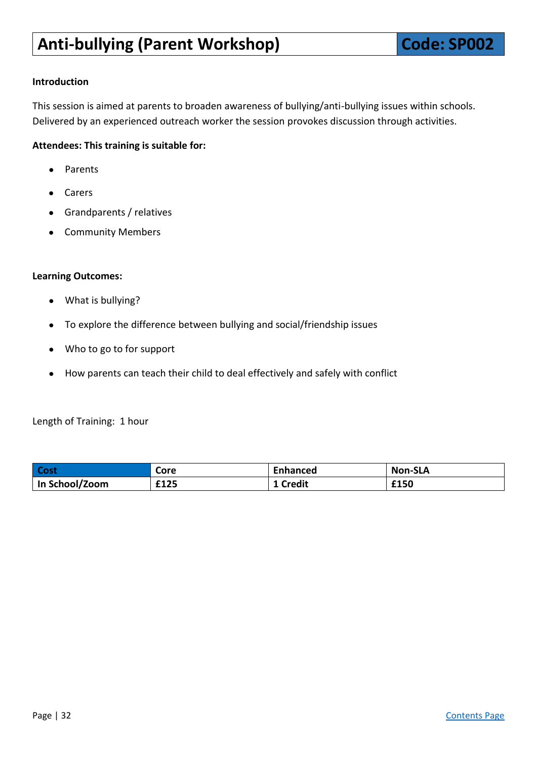# Anti-bullying (Parent Workshop)

**Code: SP002**

**Introduction**

This session is aimed at parents to broaden awareness of bullying/anti-bullying issues within schools. Delivered by an experienced outreach worker the session provokes discussion through activities.

**Attendees: This training is suitable for:**

- Parents
- Carers
- Grandparents / relatives
- Community Members

**Learning Outcomes:**

- What is bullying?
- To explore the difference between bullying and social/friendship issues
- Who to go to for support
- How parents can teach their child to deal effectively and safely with conflict

Length of Training: 1 hour

| Cost | Core | Enhanced | Non-SLA |
|---|---|---|---|
| **In School/Zoom** | **£125** | **1 Credit** | **£150** |

Contents Page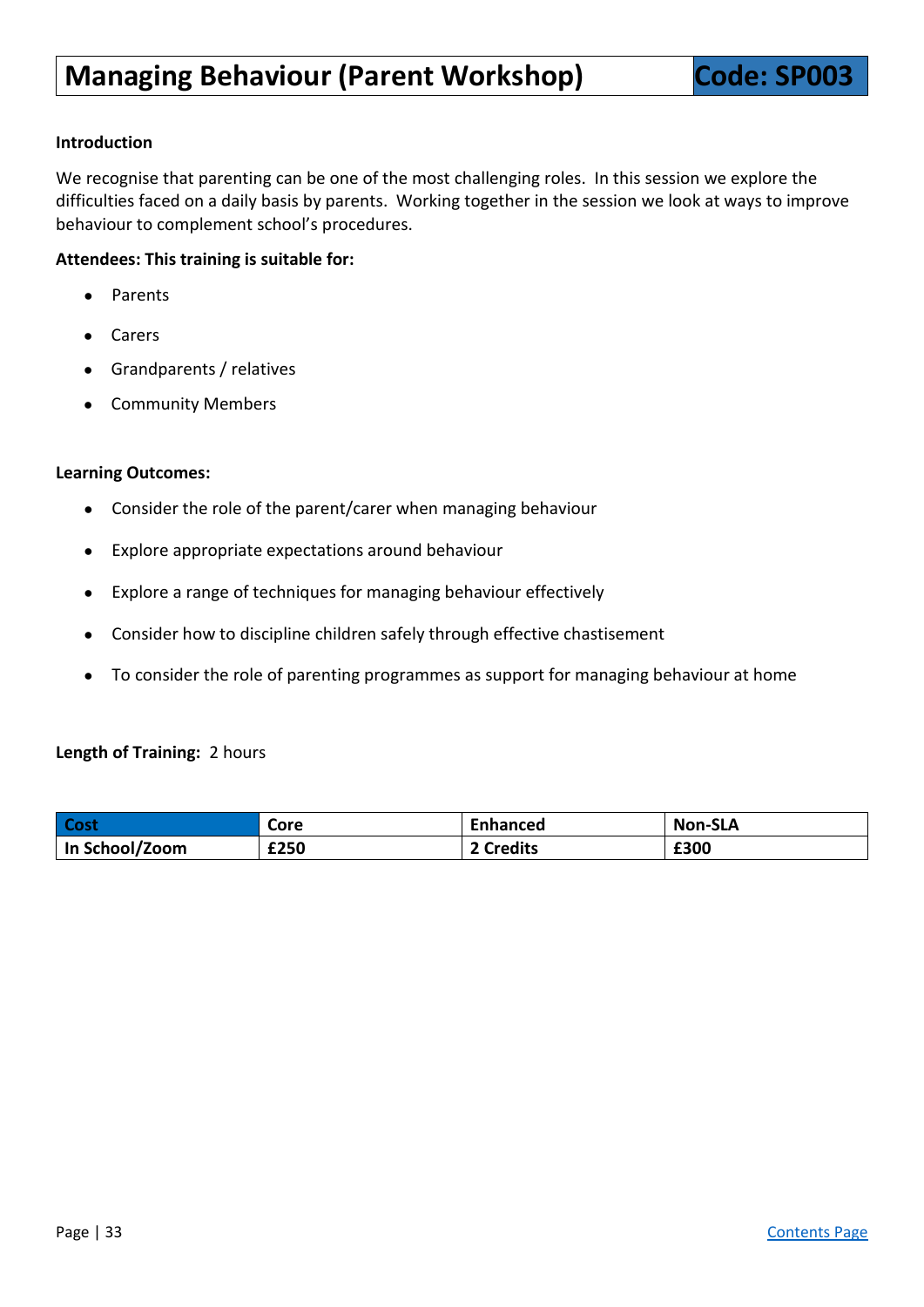# Managing Behaviour (Parent Workshop) — Code: SP003

**Introduction**

We recognise that parenting can be one of the most challenging roles. In this session we explore the difficulties faced on a daily basis by parents. Working together in the session we look at ways to improve behaviour to complement school's procedures.

**Attendees: This training is suitable for:**

- Parents
- Carers
- Grandparents / relatives
- Community Members

**Learning Outcomes:**

- Consider the role of the parent/carer when managing behaviour
- Explore appropriate expectations around behaviour
- Explore a range of techniques for managing behaviour effectively
- Consider how to discipline children safely through effective chastisement
- To consider the role of parenting programmes as support for managing behaviour at home

**Length of Training:** 2 hours

| Cost | Core | Enhanced | Non-SLA |
|---|---|---|---|
| In School/Zoom | £250 | 2 Credits | £300 |

[Contents Page]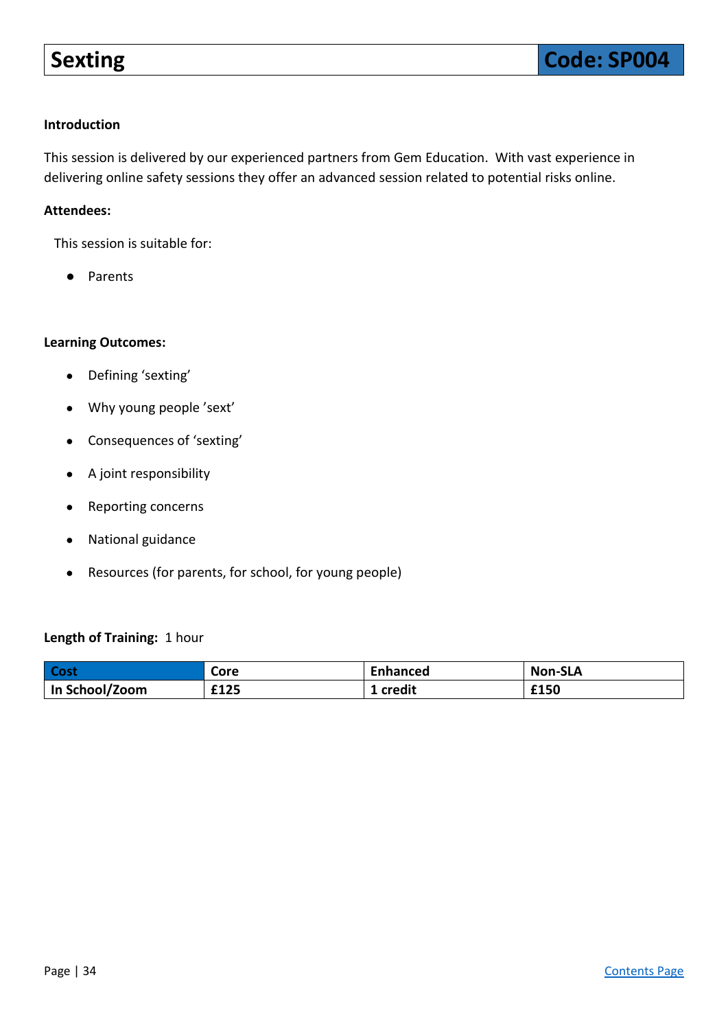# Sexting

**Code: SP004**

**Introduction**

This session is delivered by our experienced partners from Gem Education. With vast experience in delivering online safety sessions they offer an advanced session related to potential risks online.

**Attendees:**

This session is suitable for:

- Parents

**Learning Outcomes:**

- Defining 'sexting'
- Why young people 'sext'
- Consequences of 'sexting'
- A joint responsibility
- Reporting concerns
- National guidance
- Resources (for parents, for school, for young people)

**Length of Training:** 1 hour

| Cost | Core | Enhanced | Non-SLA |
|---|---|---|---|
| In School/Zoom | £125 | 1 credit | £150 |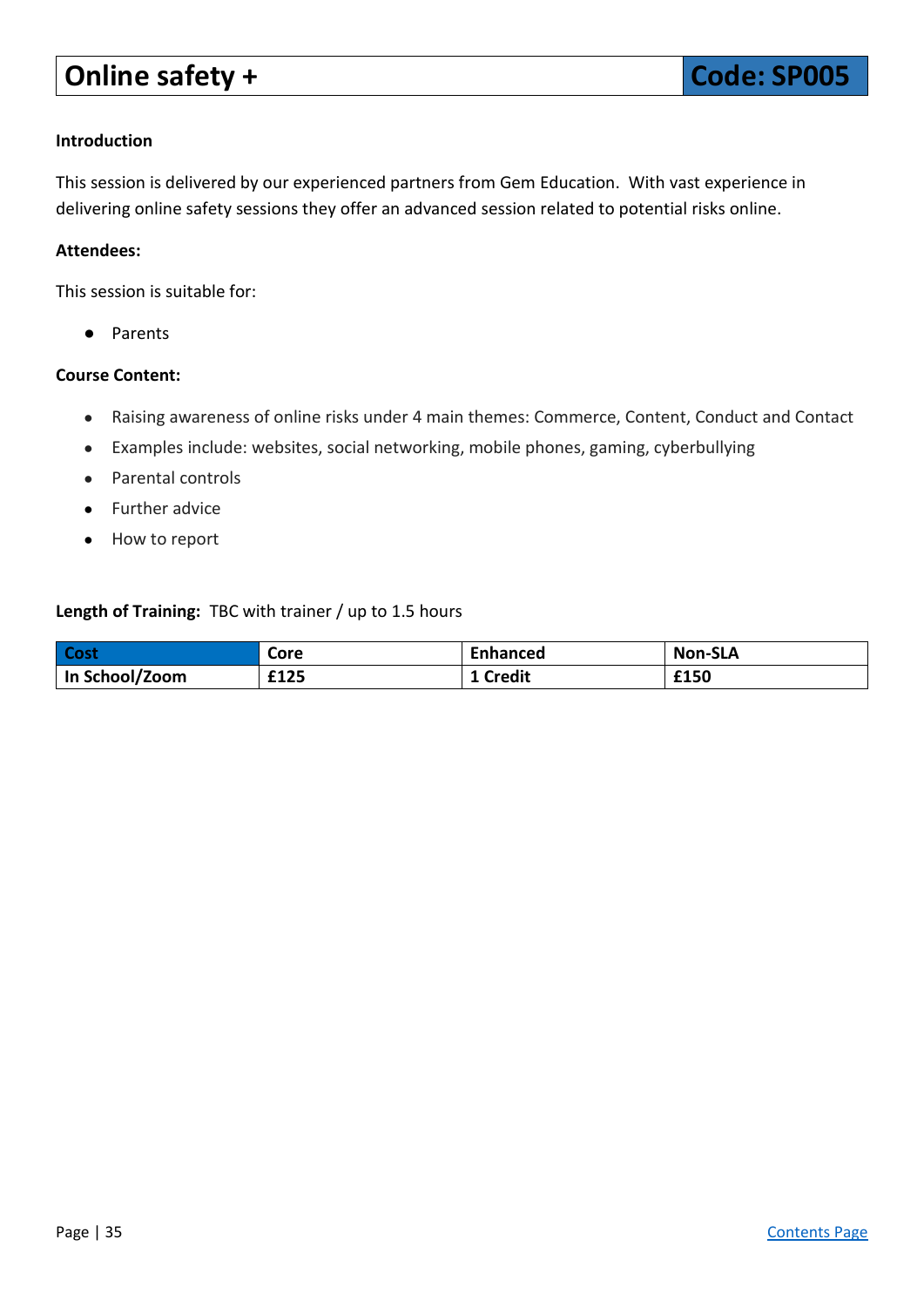# Online safety +

**Code: SP005**

**Introduction**

This session is delivered by our experienced partners from Gem Education. With vast experience in delivering online safety sessions they offer an advanced session related to potential risks online.

**Attendees:**

This session is suitable for:

- Parents

**Course Content:**

- Raising awareness of online risks under 4 main themes: Commerce, Content, Conduct and Contact
- Examples include: websites, social networking, mobile phones, gaming, cyberbullying
- Parental controls
- Further advice
- How to report

**Length of Training:** TBC with trainer / up to 1.5 hours

| Cost | Core | Enhanced | Non-SLA |
|---|---|---|---|
| In School/Zoom | £125 | 1 Credit | £150 |

Contents Page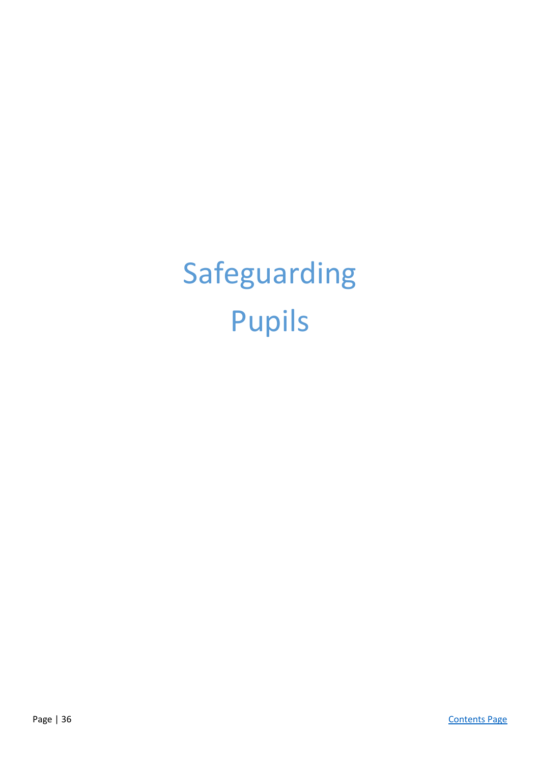# Safeguarding Pupils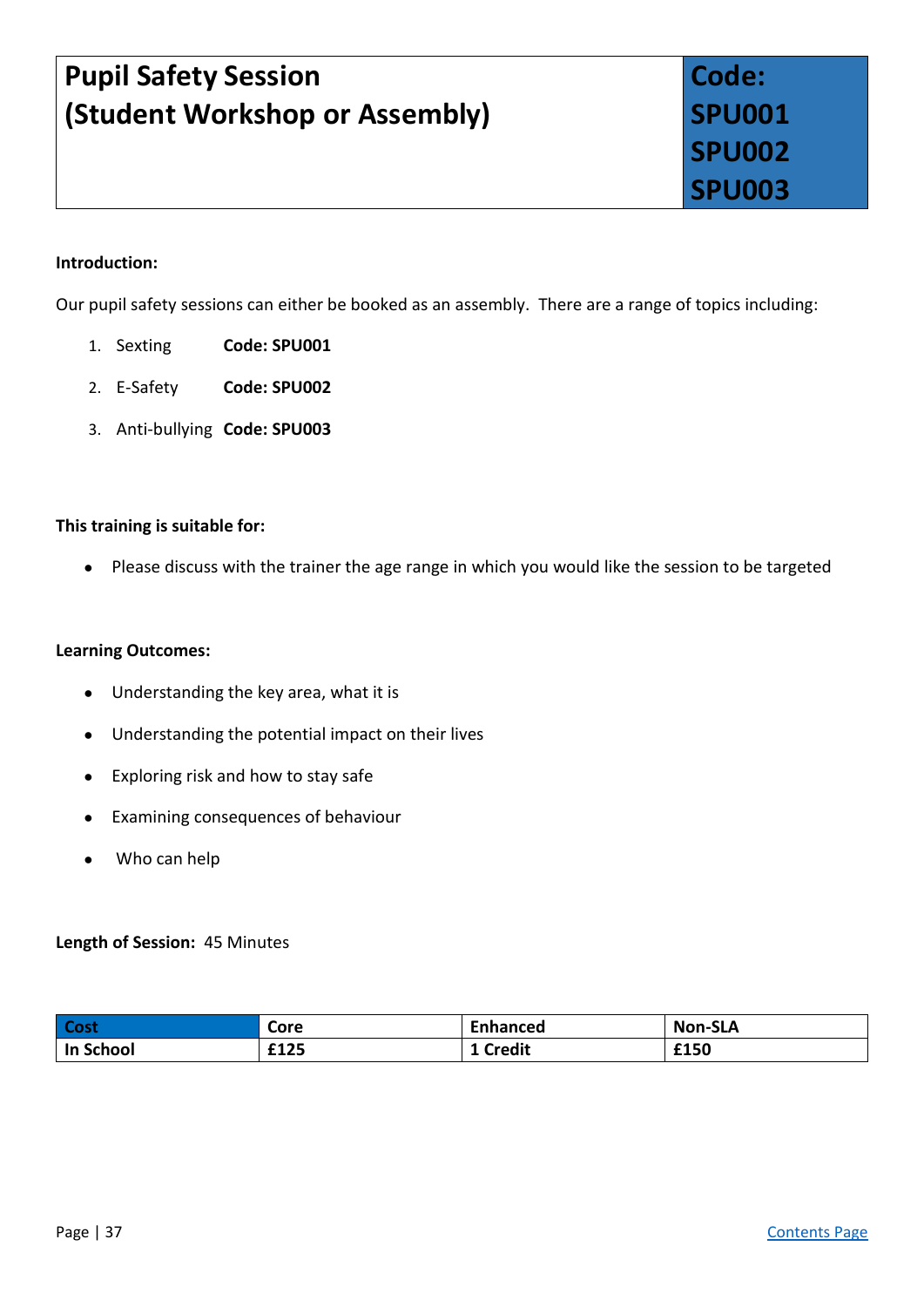| Pupil Safety Session (Student Workshop or Assembly) | Code: SPU001 SPU002 SPU003 |
|---|---|

**Introduction:**

Our pupil safety sessions can either be booked as an assembly. There are a range of topics including:

1. Sexting **Code: SPU001**
2. E-Safety **Code: SPU002**
3. Anti-bullying **Code: SPU003**

**This training is suitable for:**

- Please discuss with the trainer the age range in which you would like the session to be targeted

**Learning Outcomes:**

- Understanding the key area, what it is
- Understanding the potential impact on their lives
- Exploring risk and how to stay safe
- Examining consequences of behaviour
- Who can help

**Length of Session:** 45 Minutes

| Cost | Core | Enhanced | Non-SLA |
|---|---|---|---|
| In School | £125 | 1 Credit | £150 |

Contents Page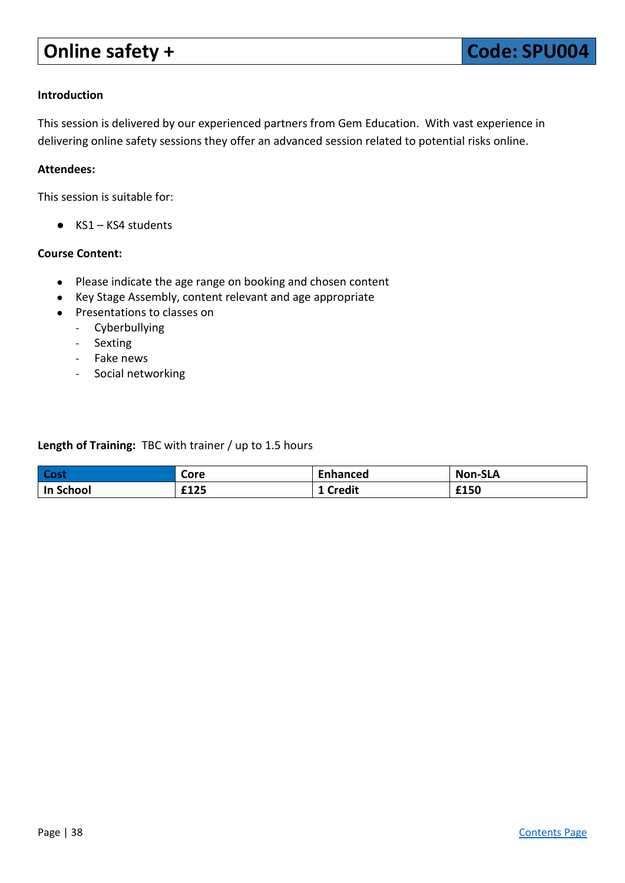# Online safety + | Code: SPU004

**Introduction**

This session is delivered by our experienced partners from Gem Education. With vast experience in delivering online safety sessions they offer an advanced session related to potential risks online.

**Attendees:**

This session is suitable for:

- KS1 – KS4 students

**Course Content:**

- Please indicate the age range on booking and chosen content
- Key Stage Assembly, content relevant and age appropriate
- Presentations to classes on
  - Cyberbullying
  - Sexting
  - Fake news
  - Social networking

**Length of Training:** TBC with trainer / up to 1.5 hours

| Cost | Core | Enhanced | Non-SLA |
|---|---|---|---|
| In School | £125 | 1 Credit | £150 |

Contents Page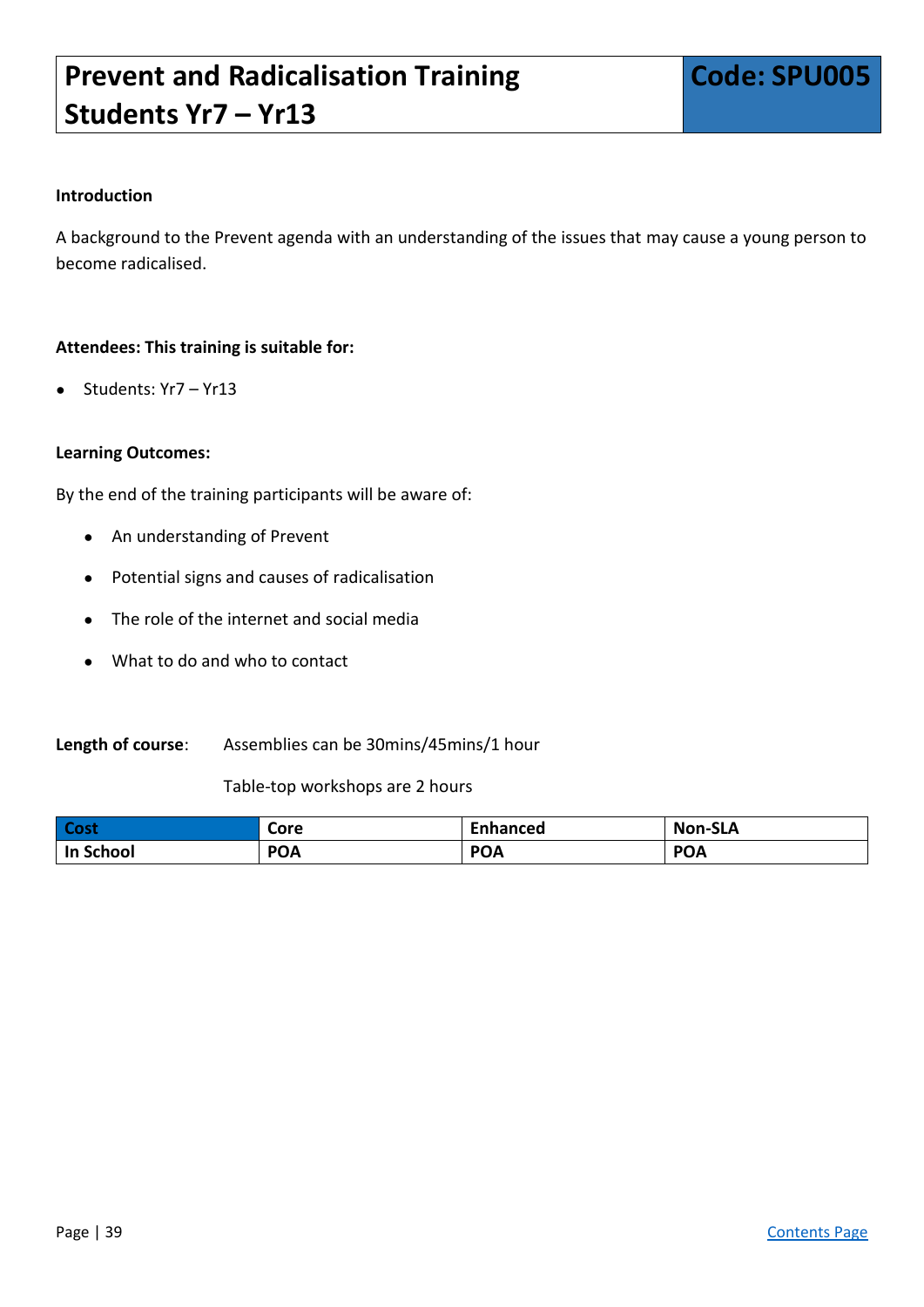# Prevent and Radicalisation Training Students Yr7 – Yr13

**Code: SPU005**

**Introduction**

A background to the Prevent agenda with an understanding of the issues that may cause a young person to become radicalised.

**Attendees: This training is suitable for:**

- Students: Yr7 – Yr13

**Learning Outcomes:**

By the end of the training participants will be aware of:

- An understanding of Prevent
- Potential signs and causes of radicalisation
- The role of the internet and social media
- What to do and who to contact

**Length of course**: Assemblies can be 30mins/45mins/1 hour

Table-top workshops are 2 hours

| Cost | Core | Enhanced | Non-SLA |
|---|---|---|---|
| **In School** | **POA** | **POA** | **POA** |

Contents Page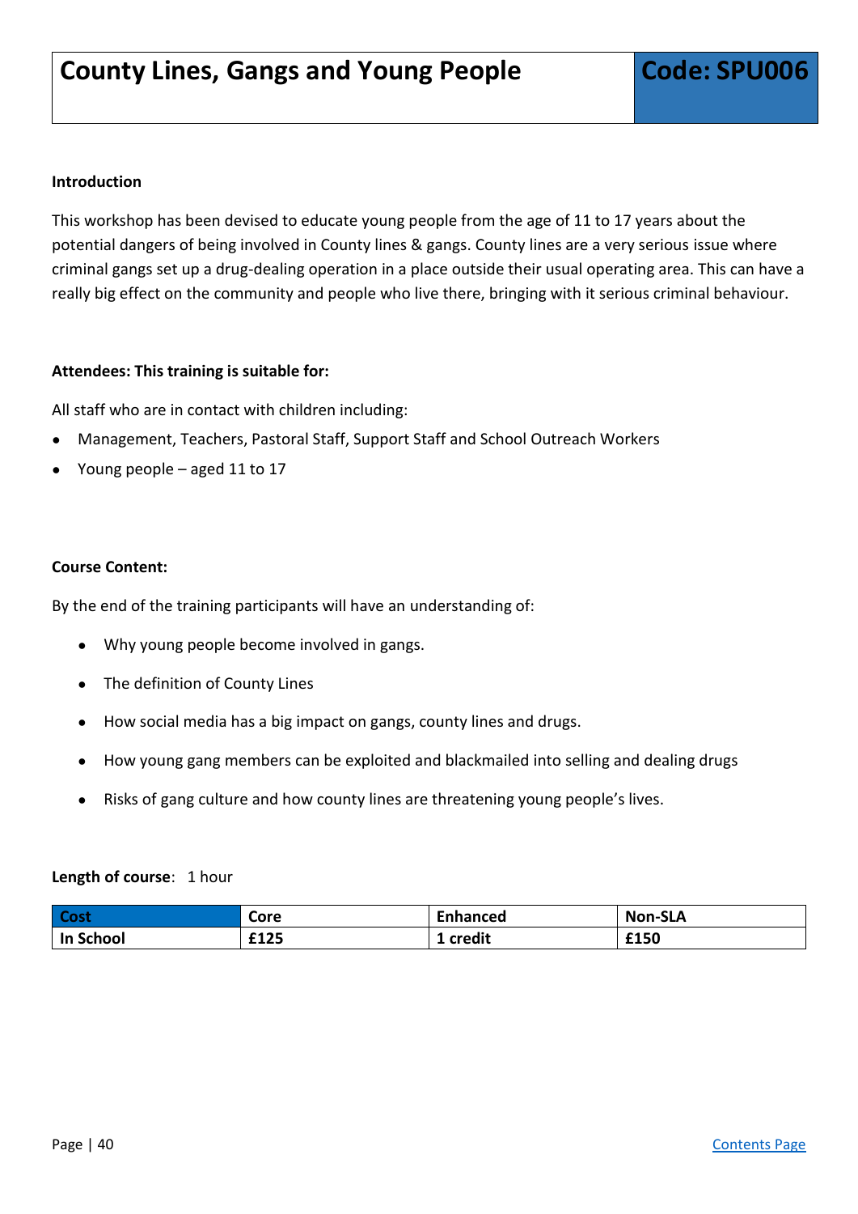# County Lines, Gangs and Young People

**Code: SPU006**

**Introduction**

This workshop has been devised to educate young people from the age of 11 to 17 years about the potential dangers of being involved in County lines & gangs. County lines are a very serious issue where criminal gangs set up a drug-dealing operation in a place outside their usual operating area. This can have a really big effect on the community and people who live there, bringing with it serious criminal behaviour.

**Attendees: This training is suitable for:**

All staff who are in contact with children including:

- Management, Teachers, Pastoral Staff, Support Staff and School Outreach Workers
- Young people – aged 11 to 17

**Course Content:**

By the end of the training participants will have an understanding of:

- Why young people become involved in gangs.
- The definition of County Lines
- How social media has a big impact on gangs, county lines and drugs.
- How young gang members can be exploited and blackmailed into selling and dealing drugs
- Risks of gang culture and how county lines are threatening young people's lives.

**Length of course**: 1 hour

| Cost | Core | Enhanced | Non-SLA |
|---|---|---|---|
| **In School** | **£125** | **1 credit** | **£150** |

[Contents Page]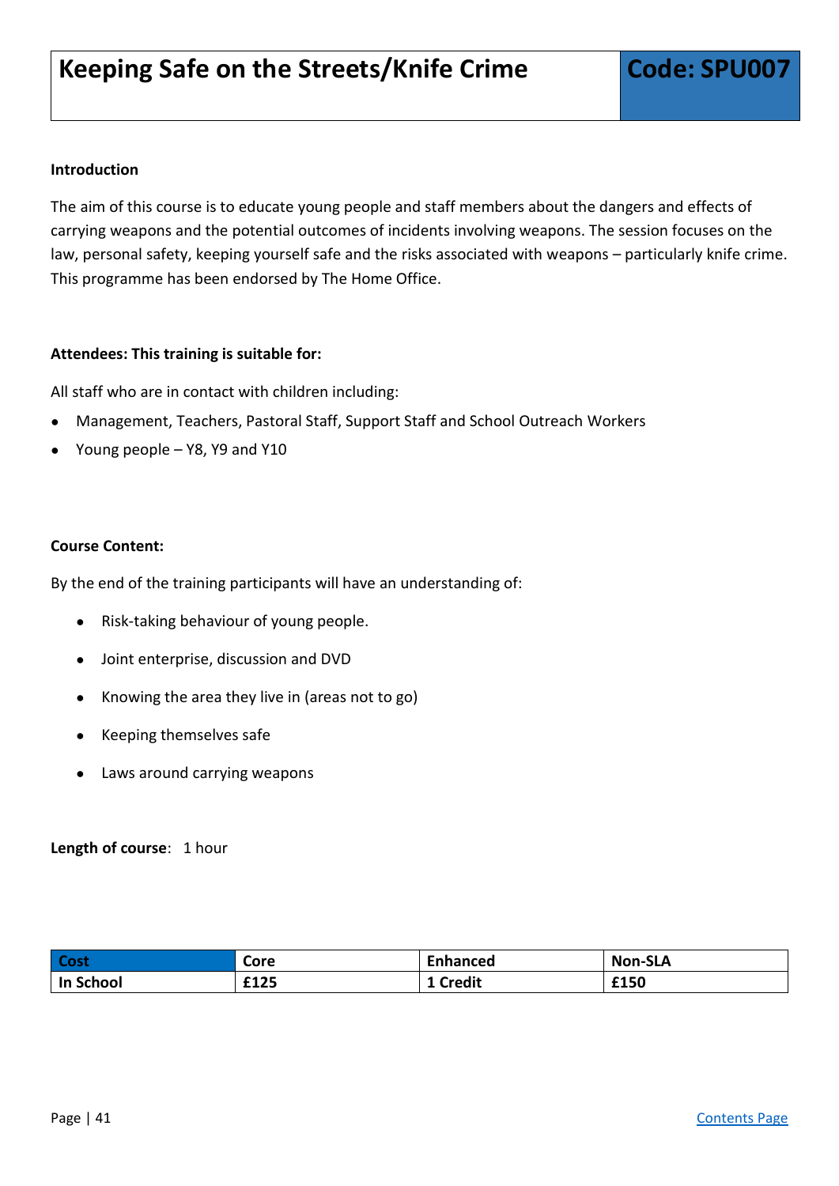# Keeping Safe on the Streets/Knife Crime

**Code: SPU007**

**Introduction**

The aim of this course is to educate young people and staff members about the dangers and effects of carrying weapons and the potential outcomes of incidents involving weapons. The session focuses on the law, personal safety, keeping yourself safe and the risks associated with weapons – particularly knife crime. This programme has been endorsed by The Home Office.

**Attendees: This training is suitable for:**

All staff who are in contact with children including:

- Management, Teachers, Pastoral Staff, Support Staff and School Outreach Workers
- Young people – Y8, Y9 and Y10

**Course Content:**

By the end of the training participants will have an understanding of:

- Risk-taking behaviour of young people.
- Joint enterprise, discussion and DVD
- Knowing the area they live in (areas not to go)
- Keeping themselves safe
- Laws around carrying weapons

**Length of course**: 1 hour

| Cost | Core | Enhanced | Non-SLA |
|---|---|---|---|
| **In School** | **£125** | **1 Credit** | **£150** |

Contents Page